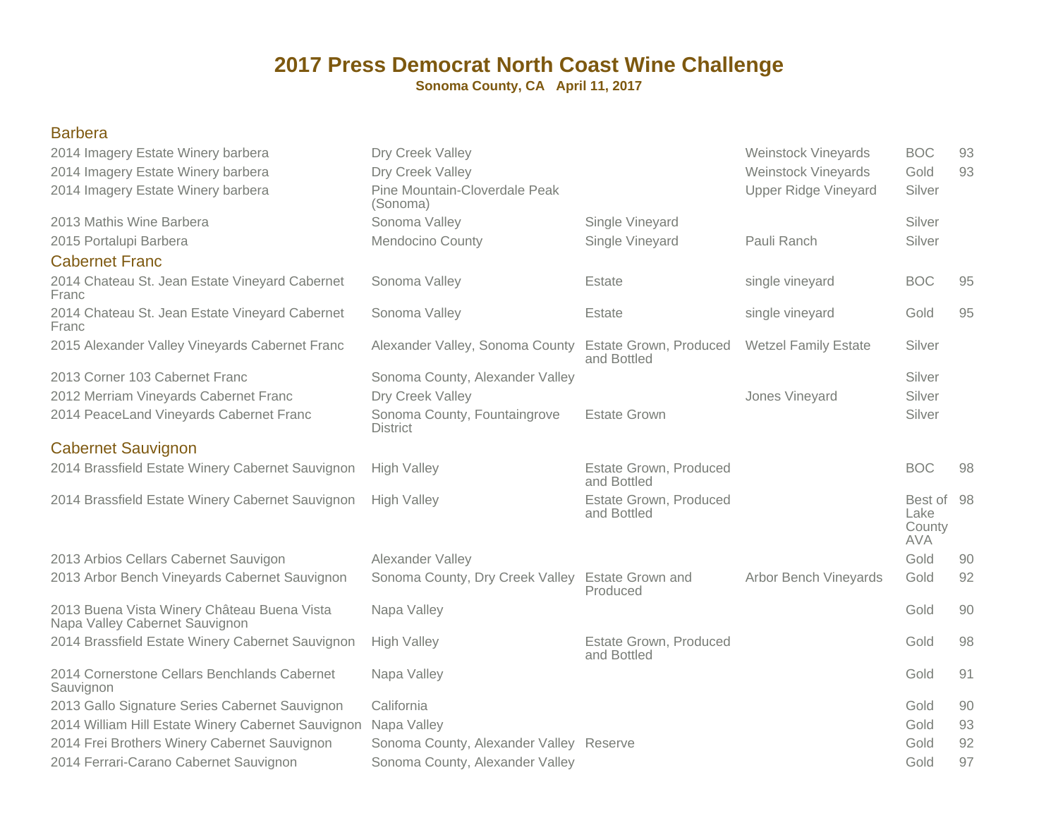# 2017 Press Democrat North Coast Wine Challenge

**Sonoma County, CA April 11, 2017**

## Barbera

| Wine | Appellation | Designation | Vineyard | Award | Score |
|---|---|---|---|---|---|
| 2014 Imagery Estate Winery barbera | Dry Creek Valley | | Weinstock Vineyards | BOC | 93 |
| 2014 Imagery Estate Winery barbera | Dry Creek Valley | | Weinstock Vineyards | Gold | 93 |
| 2014 Imagery Estate Winery barbera | Pine Mountain-Cloverdale Peak (Sonoma) | | Upper Ridge Vineyard | Silver | |
| 2013 Mathis Wine Barbera | Sonoma Valley | Single Vineyard | | Silver | |
| 2015 Portalupi Barbera | Mendocino County | Single Vineyard | Pauli Ranch | Silver | |

## Cabernet Franc

| Wine | Appellation | Designation | Vineyard | Award | Score |
|---|---|---|---|---|---|
| 2014 Chateau St. Jean Estate Vineyard Cabernet Franc | Sonoma Valley | Estate | single vineyard | BOC | 95 |
| 2014 Chateau St. Jean Estate Vineyard Cabernet Franc | Sonoma Valley | Estate | single vineyard | Gold | 95 |
| 2015 Alexander Valley Vineyards Cabernet Franc | Alexander Valley, Sonoma County | Estate Grown, Produced and Bottled | Wetzel Family Estate | Silver | |
| 2013 Corner 103 Cabernet Franc | Sonoma County, Alexander Valley | | | Silver | |
| 2012 Merriam Vineyards Cabernet Franc | Dry Creek Valley | | Jones Vineyard | Silver | |
| 2014 PeaceLand Vineyards Cabernet Franc | Sonoma County, Fountaingrove District | Estate Grown | | Silver | |

## Cabernet Sauvignon

| Wine | Appellation | Designation | Vineyard | Award | Score |
|---|---|---|---|---|---|
| 2014 Brassfield Estate Winery Cabernet Sauvignon | High Valley | Estate Grown, Produced and Bottled | | BOC | 98 |
| 2014 Brassfield Estate Winery Cabernet Sauvignon | High Valley | Estate Grown, Produced and Bottled | | Best of Lake County AVA | 98 |
| 2013 Arbios Cellars Cabernet Sauvigon | Alexander Valley | | | Gold | 90 |
| 2013 Arbor Bench Vineyards Cabernet Sauvignon | Sonoma County, Dry Creek Valley | Estate Grown and Produced | Arbor Bench Vineyards | Gold | 92 |
| 2013 Buena Vista Winery Château Buena Vista Napa Valley Cabernet Sauvignon | Napa Valley | | | Gold | 90 |
| 2014 Brassfield Estate Winery Cabernet Sauvignon | High Valley | Estate Grown, Produced and Bottled | | Gold | 98 |
| 2014 Cornerstone Cellars Benchlands Cabernet Sauvignon | Napa Valley | | | Gold | 91 |
| 2013 Gallo Signature Series Cabernet Sauvignon | California | | | Gold | 90 |
| 2014 William Hill Estate Winery Cabernet Sauvignon | Napa Valley | | | Gold | 93 |
| 2014 Frei Brothers Winery Cabernet Sauvignon | Sonoma County, Alexander Valley | Reserve | | Gold | 92 |
| 2014 Ferrari-Carano Cabernet Sauvignon | Sonoma County, Alexander Valley | | | Gold | 97 |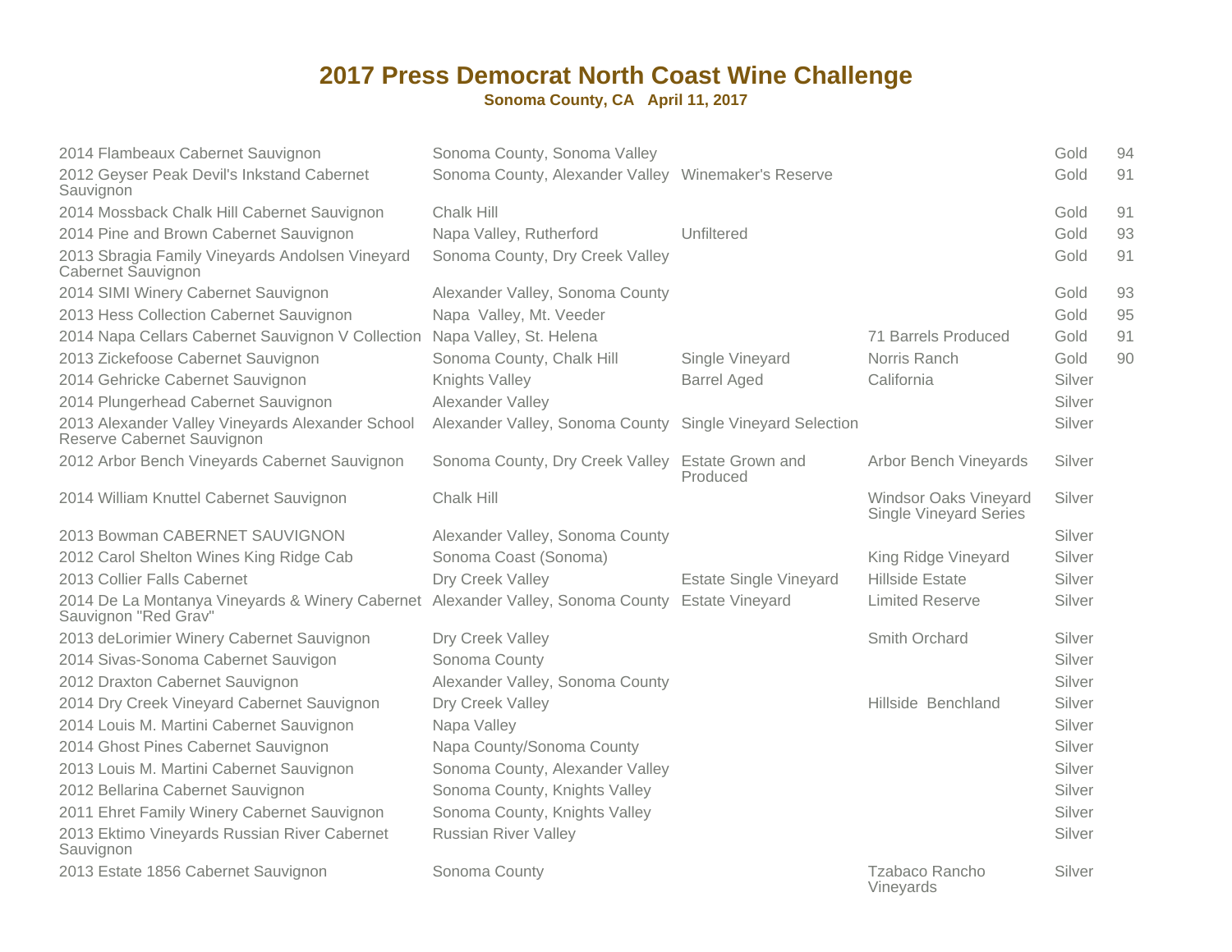# 2017 Press Democrat North Coast Wine Challenge

**Sonoma County, CA April 11, 2017**

| | | | | | |
|---|---|---|---|---|---|
| 2014 Flambeaux Cabernet Sauvignon | Sonoma County, Sonoma Valley | | | Gold | 94 |
| 2012 Geyser Peak Devil's Inkstand Cabernet Sauvignon | Sonoma County, Alexander Valley | Winemaker's Reserve | | Gold | 91 |
| 2014 Mossback Chalk Hill Cabernet Sauvignon | Chalk Hill | | | Gold | 91 |
| 2014 Pine and Brown Cabernet Sauvignon | Napa Valley, Rutherford | Unfiltered | | Gold | 93 |
| 2013 Sbragia Family Vineyards Andolsen Vineyard Cabernet Sauvignon | Sonoma County, Dry Creek Valley | | | Gold | 91 |
| 2014 SIMI Winery Cabernet Sauvignon | Alexander Valley, Sonoma County | | | Gold | 93 |
| 2013 Hess Collection Cabernet Sauvignon | Napa Valley, Mt. Veeder | | | Gold | 95 |
| 2014 Napa Cellars Cabernet Sauvignon V Collection | Napa Valley, St. Helena | | 71 Barrels Produced | Gold | 91 |
| 2013 Zickefoose Cabernet Sauvignon | Sonoma County, Chalk Hill | Single Vineyard | Norris Ranch | Gold | 90 |
| 2014 Gehricke Cabernet Sauvignon | Knights Valley | Barrel Aged | California | Silver | |
| 2014 Plungerhead Cabernet Sauvignon | Alexander Valley | | | Silver | |
| 2013 Alexander Valley Vineyards Alexander School Reserve Cabernet Sauvignon | Alexander Valley, Sonoma County | Single Vineyard Selection | | Silver | |
| 2012 Arbor Bench Vineyards Cabernet Sauvignon | Sonoma County, Dry Creek Valley | Estate Grown and Produced | Arbor Bench Vineyards | Silver | |
| 2014 William Knuttel Cabernet Sauvignon | Chalk Hill | | Windsor Oaks Vineyard Single Vineyard Series | Silver | |
| 2013 Bowman CABERNET SAUVIGNON | Alexander Valley, Sonoma County | | | Silver | |
| 2012 Carol Shelton Wines King Ridge Cab | Sonoma Coast (Sonoma) | | King Ridge Vineyard | Silver | |
| 2013 Collier Falls Cabernet | Dry Creek Valley | Estate Single Vineyard | Hillside Estate | Silver | |
| 2014 De La Montanya Vineyards & Winery Cabernet Sauvignon "Red Grav" | Alexander Valley, Sonoma County | Estate Vineyard | Limited Reserve | Silver | |
| 2013 deLorimier Winery Cabernet Sauvignon | Dry Creek Valley | | Smith Orchard | Silver | |
| 2014 Sivas-Sonoma Cabernet Sauvigon | Sonoma County | | | Silver | |
| 2012 Draxton Cabernet Sauvignon | Alexander Valley, Sonoma County | | | Silver | |
| 2014 Dry Creek Vineyard Cabernet Sauvignon | Dry Creek Valley | | Hillside Benchland | Silver | |
| 2014 Louis M. Martini Cabernet Sauvignon | Napa Valley | | | Silver | |
| 2014 Ghost Pines Cabernet Sauvignon | Napa County/Sonoma County | | | Silver | |
| 2013 Louis M. Martini Cabernet Sauvignon | Sonoma County, Alexander Valley | | | Silver | |
| 2012 Bellarina Cabernet Sauvignon | Sonoma County, Knights Valley | | | Silver | |
| 2011 Ehret Family Winery Cabernet Sauvignon | Sonoma County, Knights Valley | | | Silver | |
| 2013 Ektimo Vineyards Russian River Cabernet Sauvignon | Russian River Valley | | | Silver | |
| 2013 Estate 1856 Cabernet Sauvignon | Sonoma County | | Tzabaco Rancho Vineyards | Silver | |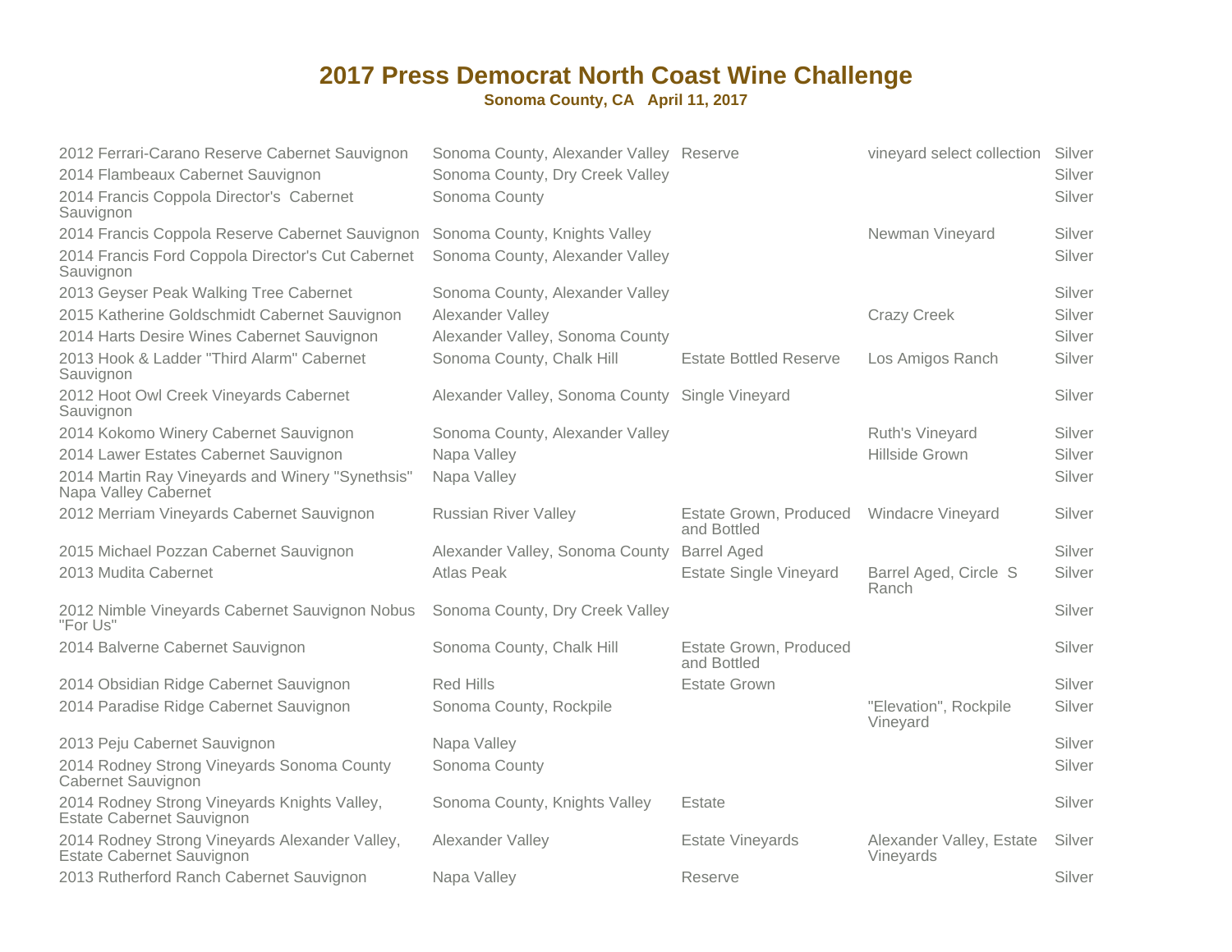# 2017 Press Democrat North Coast Wine Challenge

**Sonoma County, CA April 11, 2017**

| | | | | |
|---|---|---|---|---|
| 2012 Ferrari-Carano Reserve Cabernet Sauvignon | Sonoma County, Alexander Valley | Reserve | vineyard select collection | Silver |
| 2014 Flambeaux Cabernet Sauvignon | Sonoma County, Dry Creek Valley | | | Silver |
| 2014 Francis Coppola Director's Cabernet Sauvignon | Sonoma County | | | Silver |
| 2014 Francis Coppola Reserve Cabernet Sauvignon | Sonoma County, Knights Valley | | Newman Vineyard | Silver |
| 2014 Francis Ford Coppola Director's Cut Cabernet Sauvignon | Sonoma County, Alexander Valley | | | Silver |
| 2013 Geyser Peak Walking Tree Cabernet | Sonoma County, Alexander Valley | | | Silver |
| 2015 Katherine Goldschmidt Cabernet Sauvignon | Alexander Valley | | Crazy Creek | Silver |
| 2014 Harts Desire Wines Cabernet Sauvignon | Alexander Valley, Sonoma County | | | Silver |
| 2013 Hook & Ladder "Third Alarm" Cabernet Sauvignon | Sonoma County, Chalk Hill | Estate Bottled Reserve | Los Amigos Ranch | Silver |
| 2012 Hoot Owl Creek Vineyards Cabernet Sauvignon | Alexander Valley, Sonoma County | Single Vineyard | | Silver |
| 2014 Kokomo Winery Cabernet Sauvignon | Sonoma County, Alexander Valley | | Ruth's Vineyard | Silver |
| 2014 Lawer Estates Cabernet Sauvignon | Napa Valley | | Hillside Grown | Silver |
| 2014 Martin Ray Vineyards and Winery "Synethsis" Napa Valley Cabernet | Napa Valley | | | Silver |
| 2012 Merriam Vineyards Cabernet Sauvignon | Russian River Valley | Estate Grown, Produced and Bottled | Windacre Vineyard | Silver |
| 2015 Michael Pozzan Cabernet Sauvignon | Alexander Valley, Sonoma County | Barrel Aged | | Silver |
| 2013 Mudita Cabernet | Atlas Peak | Estate Single Vineyard | Barrel Aged, Circle S Ranch | Silver |
| 2012 Nimble Vineyards Cabernet Sauvignon Nobus "For Us" | Sonoma County, Dry Creek Valley | | | Silver |
| 2014 Balverne Cabernet Sauvignon | Sonoma County, Chalk Hill | Estate Grown, Produced and Bottled | | Silver |
| 2014 Obsidian Ridge Cabernet Sauvignon | Red Hills | Estate Grown | | Silver |
| 2014 Paradise Ridge Cabernet Sauvignon | Sonoma County, Rockpile | | "Elevation", Rockpile Vineyard | Silver |
| 2013 Peju Cabernet Sauvignon | Napa Valley | | | Silver |
| 2014 Rodney Strong Vineyards Sonoma County Cabernet Sauvignon | Sonoma County | | | Silver |
| 2014 Rodney Strong Vineyards Knights Valley, Estate Cabernet Sauvignon | Sonoma County, Knights Valley | Estate | | Silver |
| 2014 Rodney Strong Vineyards Alexander Valley, Estate Cabernet Sauvignon | Alexander Valley | Estate Vineyards | Alexander Valley, Estate Vineyards | Silver |
| 2013 Rutherford Ranch Cabernet Sauvignon | Napa Valley | Reserve | | Silver |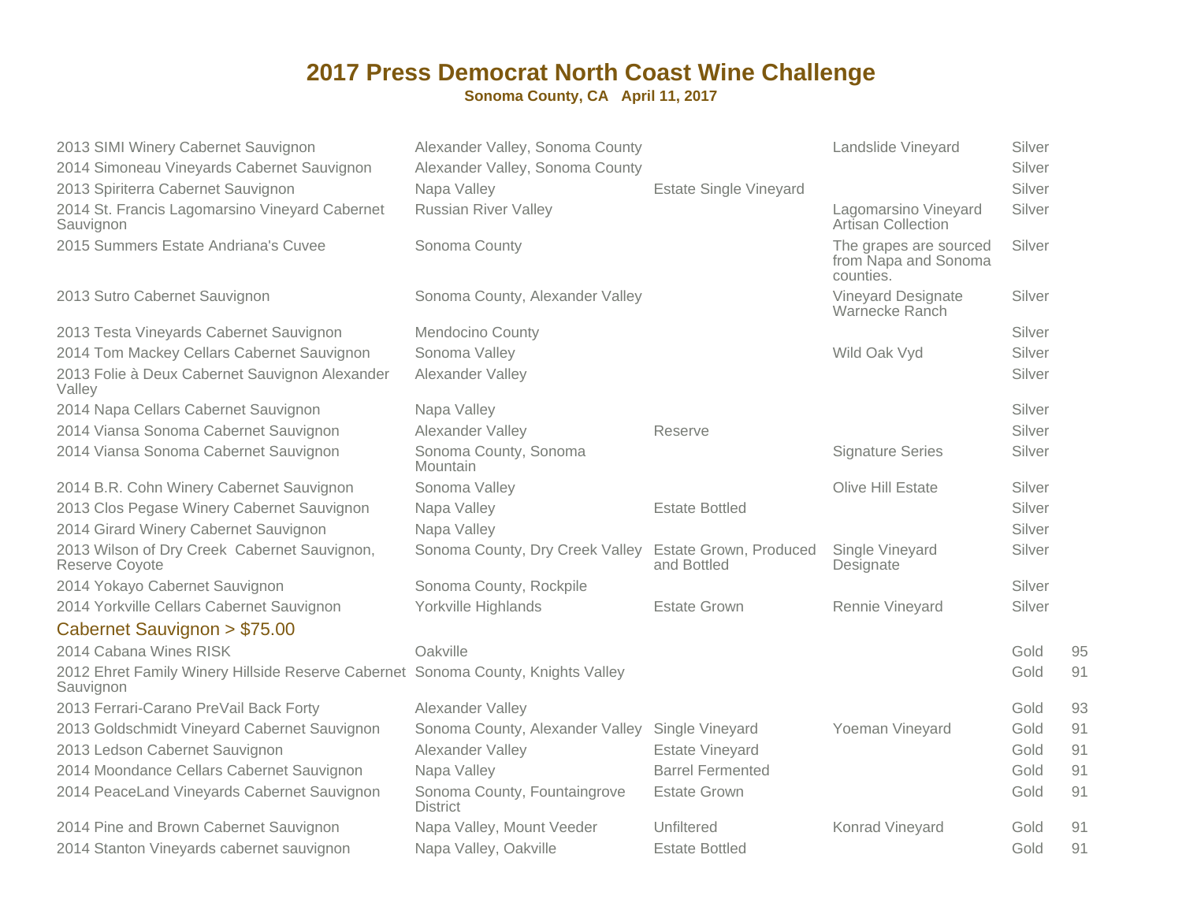# 2017 Press Democrat North Coast Wine Challenge

**Sonoma County, CA   April 11, 2017**

| Wine | Appellation | Designation | Vineyard | Medal | Score |
|---|---|---|---|---|---|
| 2013 SIMI Winery Cabernet Sauvignon | Alexander Valley, Sonoma County | | Landslide Vineyard | Silver | |
| 2014 Simoneau Vineyards Cabernet Sauvignon | Alexander Valley, Sonoma County | | | Silver | |
| 2013 Spiriterra Cabernet Sauvignon | Napa Valley | Estate Single Vineyard | | Silver | |
| 2014 St. Francis Lagomarsino Vineyard Cabernet Sauvignon | Russian River Valley | | Lagomarsino Vineyard Artisan Collection | Silver | |
| 2015 Summers Estate Andriana's Cuvee | Sonoma County | | The grapes are sourced from Napa and Sonoma counties. | Silver | |
| 2013 Sutro Cabernet Sauvignon | Sonoma County, Alexander Valley | | Vineyard Designate Warnecke Ranch | Silver | |
| 2013 Testa Vineyards Cabernet Sauvignon | Mendocino County | | | Silver | |
| 2014 Tom Mackey Cellars Cabernet Sauvignon | Sonoma Valley | | Wild Oak Vyd | Silver | |
| 2013 Folie à Deux Cabernet Sauvignon Alexander Valley | Alexander Valley | | | Silver | |
| 2014 Napa Cellars Cabernet Sauvignon | Napa Valley | | | Silver | |
| 2014 Viansa Sonoma Cabernet Sauvignon | Alexander Valley | Reserve | | Silver | |
| 2014 Viansa Sonoma Cabernet Sauvignon | Sonoma County, Sonoma Mountain | | Signature Series | Silver | |
| 2014 B.R. Cohn Winery Cabernet Sauvignon | Sonoma Valley | | Olive Hill Estate | Silver | |
| 2013 Clos Pegase Winery Cabernet Sauvignon | Napa Valley | Estate Bottled | | Silver | |
| 2014 Girard Winery Cabernet Sauvignon | Napa Valley | | | Silver | |
| 2013 Wilson of Dry Creek Cabernet Sauvignon, Reserve Coyote | Sonoma County, Dry Creek Valley | Estate Grown, Produced and Bottled | Single Vineyard Designate | Silver | |
| 2014 Yokayo Cabernet Sauvignon | Sonoma County, Rockpile | | | Silver | |
| 2014 Yorkville Cellars Cabernet Sauvignon | Yorkville Highlands | Estate Grown | Rennie Vineyard | Silver | |
| **Cabernet Sauvignon > $75.00** | | | | | |
| 2014 Cabana Wines RISK | Oakville | | | Gold | 95 |
| 2012 Ehret Family Winery Hillside Reserve Cabernet Sauvignon | Sonoma County, Knights Valley | | | Gold | 91 |
| 2013 Ferrari-Carano PreVail Back Forty | Alexander Valley | | | Gold | 93 |
| 2013 Goldschmidt Vineyard Cabernet Sauvignon | Sonoma County, Alexander Valley | Single Vineyard | Yoeman Vineyard | Gold | 91 |
| 2013 Ledson Cabernet Sauvignon | Alexander Valley | Estate Vineyard | | Gold | 91 |
| 2014 Moondance Cellars Cabernet Sauvignon | Napa Valley | Barrel Fermented | | Gold | 91 |
| 2014 PeaceLand Vineyards Cabernet Sauvignon | Sonoma County, Fountaingrove District | Estate Grown | | Gold | 91 |
| 2014 Pine and Brown Cabernet Sauvignon | Napa Valley, Mount Veeder | Unfiltered | Konrad Vineyard | Gold | 91 |
| 2014 Stanton Vineyards cabernet sauvignon | Napa Valley, Oakville | Estate Bottled | | Gold | 91 |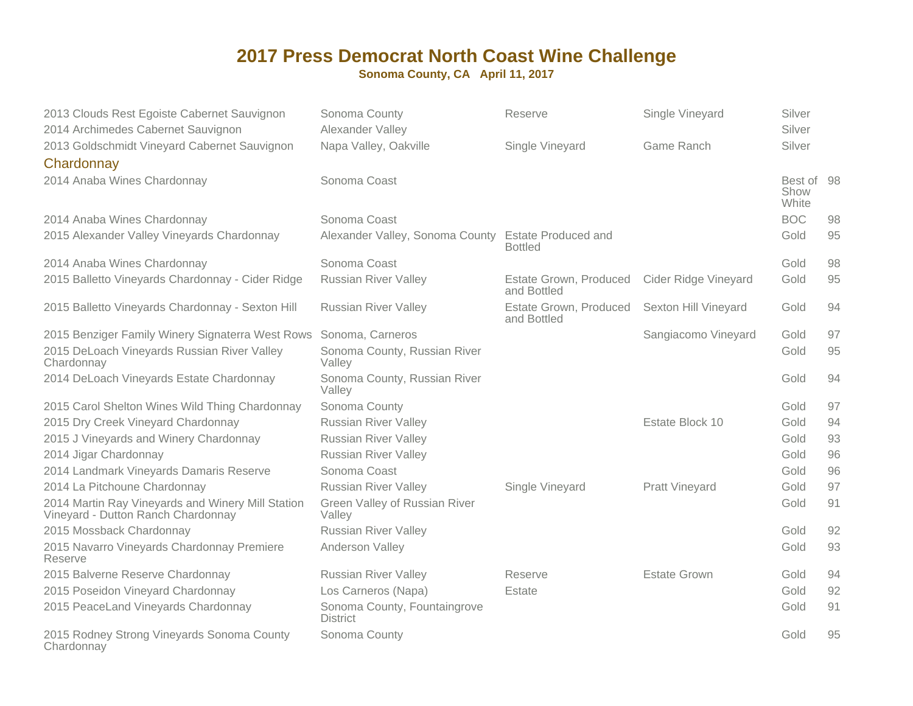# 2017 Press Democrat North Coast Wine Challenge

**Sonoma County, CA April 11, 2017**

| | | | | | |
|---|---|---|---|---|---|
| 2013 Clouds Rest Egoiste Cabernet Sauvignon | Sonoma County | Reserve | Single Vineyard | Silver | |
| 2014 Archimedes Cabernet Sauvignon | Alexander Valley | | | Silver | |
| 2013 Goldschmidt Vineyard Cabernet Sauvignon | Napa Valley, Oakville | Single Vineyard | Game Ranch | Silver | |

## Chardonnay

| | | | | | |
|---|---|---|---|---|---|
| 2014 Anaba Wines Chardonnay | Sonoma Coast | | | Best of Show White | 98 |
| 2014 Anaba Wines Chardonnay | Sonoma Coast | | | BOC | 98 |
| 2015 Alexander Valley Vineyards Chardonnay | Alexander Valley, Sonoma County | Estate Produced and Bottled | | Gold | 95 |
| 2014 Anaba Wines Chardonnay | Sonoma Coast | | | Gold | 98 |
| 2015 Balletto Vineyards Chardonnay - Cider Ridge | Russian River Valley | Estate Grown, Produced and Bottled | Cider Ridge Vineyard | Gold | 95 |
| 2015 Balletto Vineyards Chardonnay - Sexton Hill | Russian River Valley | Estate Grown, Produced and Bottled | Sexton Hill Vineyard | Gold | 94 |
| 2015 Benziger Family Winery Signaterra West Rows | Sonoma, Carneros | | Sangiacomo Vineyard | Gold | 97 |
| 2015 DeLoach Vineyards Russian River Valley Chardonnay | Sonoma County, Russian River Valley | | | Gold | 95 |
| 2014 DeLoach Vineyards Estate Chardonnay | Sonoma County, Russian River Valley | | | Gold | 94 |
| 2015 Carol Shelton Wines Wild Thing Chardonnay | Sonoma County | | | Gold | 97 |
| 2015 Dry Creek Vineyard Chardonnay | Russian River Valley | | Estate Block 10 | Gold | 94 |
| 2015 J Vineyards and Winery Chardonnay | Russian River Valley | | | Gold | 93 |
| 2014 Jigar Chardonnay | Russian River Valley | | | Gold | 96 |
| 2014 Landmark Vineyards Damaris Reserve | Sonoma Coast | | | Gold | 96 |
| 2014 La Pitchoune Chardonnay | Russian River Valley | Single Vineyard | Pratt Vineyard | Gold | 97 |
| 2014 Martin Ray Vineyards and Winery Mill Station Vineyard - Dutton Ranch Chardonnay | Green Valley of Russian River Valley | | | Gold | 91 |
| 2015 Mossback Chardonnay | Russian River Valley | | | Gold | 92 |
| 2015 Navarro Vineyards Chardonnay Premiere Reserve | Anderson Valley | | | Gold | 93 |
| 2015 Balverne Reserve Chardonnay | Russian River Valley | Reserve | Estate Grown | Gold | 94 |
| 2015 Poseidon Vineyard Chardonnay | Los Carneros (Napa) | Estate | | Gold | 92 |
| 2015 PeaceLand Vineyards Chardonnay | Sonoma County, Fountaingrove District | | | Gold | 91 |
| 2015 Rodney Strong Vineyards Sonoma County Chardonnay | Sonoma County | | | Gold | 95 |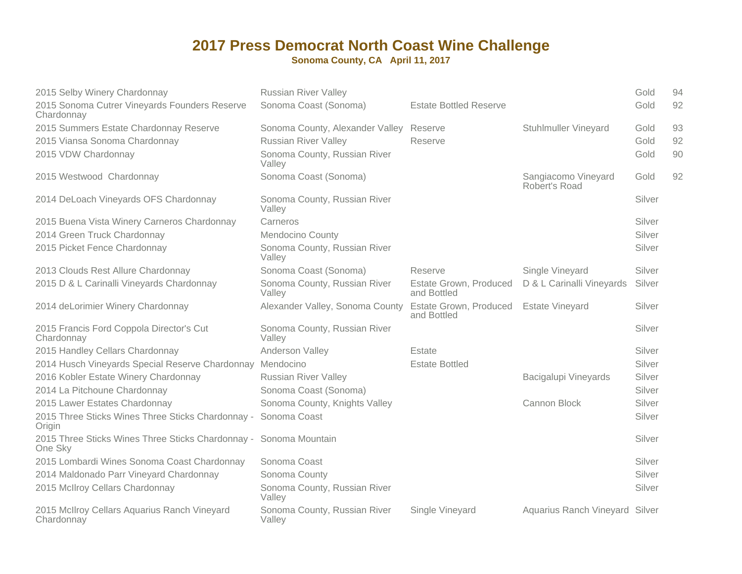# 2017 Press Democrat North Coast Wine Challenge

**Sonoma County, CA April 11, 2017**

| Wine | Appellation | Designation | Vineyard | Medal | Score |
|---|---|---|---|---|---|
| 2015 Selby Winery Chardonnay | Russian River Valley | | | Gold | 94 |
| 2015 Sonoma Cutrer Vineyards Founders Reserve Chardonnay | Sonoma Coast (Sonoma) | Estate Bottled Reserve | | Gold | 92 |
| 2015 Summers Estate Chardonnay Reserve | Sonoma County, Alexander Valley | Reserve | Stuhlmuller Vineyard | Gold | 93 |
| 2015 Viansa Sonoma Chardonnay | Russian River Valley | Reserve | | Gold | 92 |
| 2015 VDW Chardonnay | Sonoma County, Russian River Valley | | | Gold | 90 |
| 2015 Westwood Chardonnay | Sonoma Coast (Sonoma) | | Sangiacomo Vineyard Robert's Road | Gold | 92 |
| 2014 DeLoach Vineyards OFS Chardonnay | Sonoma County, Russian River Valley | | | Silver | |
| 2015 Buena Vista Winery Carneros Chardonnay | Carneros | | | Silver | |
| 2014 Green Truck Chardonnay | Mendocino County | | | Silver | |
| 2015 Picket Fence Chardonnay | Sonoma County, Russian River Valley | | | Silver | |
| 2013 Clouds Rest Allure Chardonnay | Sonoma Coast (Sonoma) | Reserve | Single Vineyard | Silver | |
| 2015 D & L Carinalli Vineyards Chardonnay | Sonoma County, Russian River Valley | Estate Grown, Produced and Bottled | D & L Carinalli Vineyards | Silver | |
| 2014 deLorimier Winery Chardonnay | Alexander Valley, Sonoma County | Estate Grown, Produced and Bottled | Estate Vineyard | Silver | |
| 2015 Francis Ford Coppola Director's Cut Chardonnay | Sonoma County, Russian River Valley | | | Silver | |
| 2015 Handley Cellars Chardonnay | Anderson Valley | Estate | | Silver | |
| 2014 Husch Vineyards Special Reserve Chardonnay | Mendocino | Estate Bottled | | Silver | |
| 2016 Kobler Estate Winery Chardonnay | Russian River Valley | | Bacigalupi Vineyards | Silver | |
| 2014 La Pitchoune Chardonnay | Sonoma Coast (Sonoma) | | | Silver | |
| 2015 Lawer Estates Chardonnay | Sonoma County, Knights Valley | | Cannon Block | Silver | |
| 2015 Three Sticks Wines Three Sticks Chardonnay - Origin | Sonoma Coast | | | Silver | |
| 2015 Three Sticks Wines Three Sticks Chardonnay - One Sky | Sonoma Mountain | | | Silver | |
| 2015 Lombardi Wines Sonoma Coast Chardonnay | Sonoma Coast | | | Silver | |
| 2014 Maldonado Parr Vineyard Chardonnay | Sonoma County | | | Silver | |
| 2015 McIlroy Cellars Chardonnay | Sonoma County, Russian River Valley | | | Silver | |
| 2015 McIlroy Cellars Aquarius Ranch Vineyard Chardonnay | Sonoma County, Russian River Valley | Single Vineyard | Aquarius Ranch Vineyard | Silver | |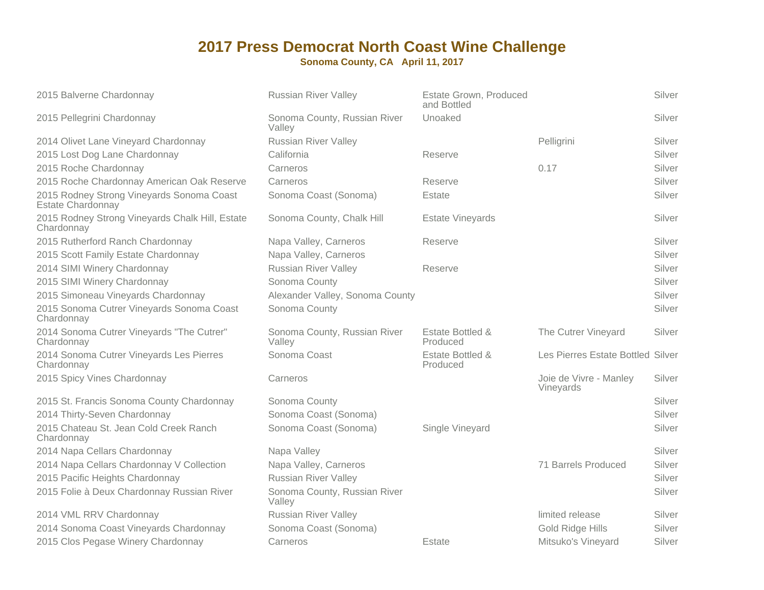# 2017 Press Democrat North Coast Wine Challenge

**Sonoma County, CA   April 11, 2017**

| | | | | |
|---|---|---|---|---|
| 2015 Balverne Chardonnay | Russian River Valley | Estate Grown, Produced and Bottled | | Silver |
| 2015 Pellegrini Chardonnay | Sonoma County, Russian River Valley | Unoaked | | Silver |
| 2014 Olivet Lane Vineyard Chardonnay | Russian River Valley | | Pelligrini | Silver |
| 2015 Lost Dog Lane Chardonnay | California | Reserve | | Silver |
| 2015 Roche Chardonnay | Carneros | | 0.17 | Silver |
| 2015 Roche Chardonnay American Oak Reserve | Carneros | Reserve | | Silver |
| 2015 Rodney Strong Vineyards Sonoma Coast Estate Chardonnay | Sonoma Coast (Sonoma) | Estate | | Silver |
| 2015 Rodney Strong Vineyards Chalk Hill, Estate Chardonnay | Sonoma County, Chalk Hill | Estate Vineyards | | Silver |
| 2015 Rutherford Ranch Chardonnay | Napa Valley, Carneros | Reserve | | Silver |
| 2015 Scott Family Estate Chardonnay | Napa Valley, Carneros | | | Silver |
| 2014 SIMI Winery Chardonnay | Russian River Valley | Reserve | | Silver |
| 2015 SIMI Winery Chardonnay | Sonoma County | | | Silver |
| 2015 Simoneau Vineyards Chardonnay | Alexander Valley, Sonoma County | | | Silver |
| 2015 Sonoma Cutrer Vineyards Sonoma Coast Chardonnay | Sonoma County | | | Silver |
| 2014 Sonoma Cutrer Vineyards "The Cutrer" Chardonnay | Sonoma County, Russian River Valley | Estate Bottled & Produced | The Cutrer Vineyard | Silver |
| 2014 Sonoma Cutrer Vineyards Les Pierres Chardonnay | Sonoma Coast | Estate Bottled & Produced | Les Pierres Estate Bottled | Silver |
| 2015 Spicy Vines Chardonnay | Carneros | | Joie de Vivre - Manley Vineyards | Silver |
| 2015 St. Francis Sonoma County Chardonnay | Sonoma County | | | Silver |
| 2014 Thirty-Seven Chardonnay | Sonoma Coast (Sonoma) | | | Silver |
| 2015 Chateau St. Jean Cold Creek Ranch Chardonnay | Sonoma Coast (Sonoma) | Single Vineyard | | Silver |
| 2014 Napa Cellars Chardonnay | Napa Valley | | | Silver |
| 2014 Napa Cellars Chardonnay V Collection | Napa Valley, Carneros | | 71 Barrels Produced | Silver |
| 2015 Pacific Heights Chardonnay | Russian River Valley | | | Silver |
| 2015 Folie à Deux Chardonnay Russian River | Sonoma County, Russian River Valley | | | Silver |
| 2014 VML RRV Chardonnay | Russian River Valley | | limited release | Silver |
| 2014 Sonoma Coast Vineyards Chardonnay | Sonoma Coast (Sonoma) | | Gold Ridge Hills | Silver |
| 2015 Clos Pegase Winery Chardonnay | Carneros | Estate | Mitsuko's Vineyard | Silver |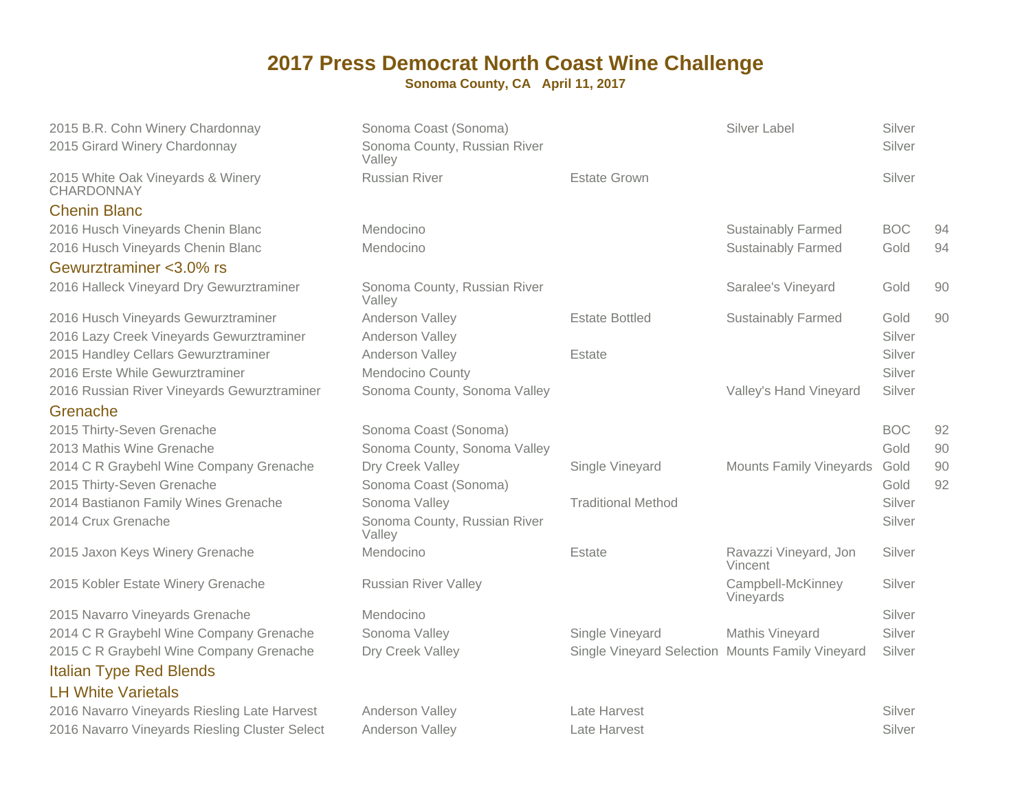# 2017 Press Democrat North Coast Wine Challenge

**Sonoma County, CA April 11, 2017**

| Wine | Appellation | Designation | Vineyard/Other | Award | Score |
|---|---|---|---|---|---|
| 2015 B.R. Cohn Winery Chardonnay | Sonoma Coast (Sonoma) | | Silver Label | Silver | |
| 2015 Girard Winery Chardonnay | Sonoma County, Russian River Valley | | | Silver | |
| 2015 White Oak Vineyards & Winery CHARDONNAY | Russian River | Estate Grown | | Silver | |
| **Chenin Blanc** | | | | | |
| 2016 Husch Vineyards Chenin Blanc | Mendocino | | Sustainably Farmed | BOC | 94 |
| 2016 Husch Vineyards Chenin Blanc | Mendocino | | Sustainably Farmed | Gold | 94 |
| **Gewurztraminer <3.0% rs** | | | | | |
| 2016 Halleck Vineyard Dry Gewurztraminer | Sonoma County, Russian River Valley | | Saralee's Vineyard | Gold | 90 |
| 2016 Husch Vineyards Gewurztraminer | Anderson Valley | Estate Bottled | Sustainably Farmed | Gold | 90 |
| 2016 Lazy Creek Vineyards Gewurztraminer | Anderson Valley | | | Silver | |
| 2015 Handley Cellars Gewurztraminer | Anderson Valley | Estate | | Silver | |
| 2016 Erste While Gewurztraminer | Mendocino County | | | Silver | |
| 2016 Russian River Vineyards Gewurztraminer | Sonoma County, Sonoma Valley | | Valley's Hand Vineyard | Silver | |
| **Grenache** | | | | | |
| 2015 Thirty-Seven Grenache | Sonoma Coast (Sonoma) | | | BOC | 92 |
| 2013 Mathis Wine Grenache | Sonoma County, Sonoma Valley | | | Gold | 90 |
| 2014 C R Graybehl Wine Company Grenache | Dry Creek Valley | Single Vineyard | Mounts Family Vineyards | Gold | 90 |
| 2015 Thirty-Seven Grenache | Sonoma Coast (Sonoma) | | | Gold | 92 |
| 2014 Bastianon Family Wines Grenache | Sonoma Valley | Traditional Method | | Silver | |
| 2014 Crux Grenache | Sonoma County, Russian River Valley | | | Silver | |
| 2015 Jaxon Keys Winery Grenache | Mendocino | Estate | Ravazzi Vineyard, Jon Vincent | Silver | |
| 2015 Kobler Estate Winery Grenache | Russian River Valley | | Campbell-McKinney Vineyards | Silver | |
| 2015 Navarro Vineyards Grenache | Mendocino | | | Silver | |
| 2014 C R Graybehl Wine Company Grenache | Sonoma Valley | Single Vineyard | Mathis Vineyard | Silver | |
| 2015 C R Graybehl Wine Company Grenache | Dry Creek Valley | Single Vineyard Selection | Mounts Family Vineyard | Silver | |
| **Italian Type Red Blends** | | | | | |
| **LH White Varietals** | | | | | |
| 2016 Navarro Vineyards Riesling Late Harvest | Anderson Valley | Late Harvest | | Silver | |
| 2016 Navarro Vineyards Riesling Cluster Select | Anderson Valley | Late Harvest | | Silver | |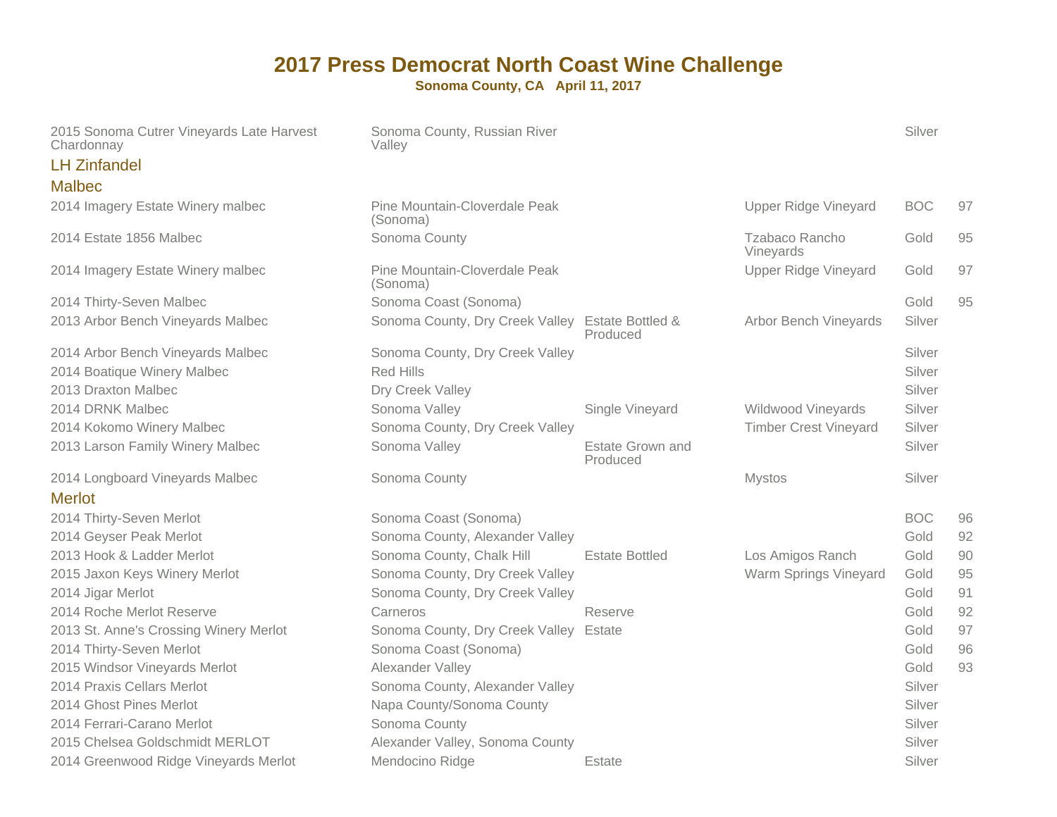# 2017 Press Democrat North Coast Wine Challenge

**Sonoma County, CA April 11, 2017**

| Wine | Appellation | Designation | Vineyard | Award | Score |
|---|---|---|---|---|---|
| 2015 Sonoma Cutrer Vineyards Late Harvest Chardonnay | Sonoma County, Russian River Valley | | | Silver | |

## LH Zinfandel

## Malbec

| Wine | Appellation | Designation | Vineyard | Award | Score |
|---|---|---|---|---|---|
| 2014 Imagery Estate Winery malbec | Pine Mountain-Cloverdale Peak (Sonoma) | | Upper Ridge Vineyard | BOC | 97 |
| 2014 Estate 1856 Malbec | Sonoma County | | Tzabaco Rancho Vineyards | Gold | 95 |
| 2014 Imagery Estate Winery malbec | Pine Mountain-Cloverdale Peak (Sonoma) | | Upper Ridge Vineyard | Gold | 97 |
| 2014 Thirty-Seven Malbec | Sonoma Coast (Sonoma) | | | Gold | 95 |
| 2013 Arbor Bench Vineyards Malbec | Sonoma County, Dry Creek Valley | Estate Bottled & Produced | Arbor Bench Vineyards | Silver | |
| 2014 Arbor Bench Vineyards Malbec | Sonoma County, Dry Creek Valley | | | Silver | |
| 2014 Boatique Winery Malbec | Red Hills | | | Silver | |
| 2013 Draxton Malbec | Dry Creek Valley | | | Silver | |
| 2014 DRNK Malbec | Sonoma Valley | Single Vineyard | Wildwood Vineyards | Silver | |
| 2014 Kokomo Winery Malbec | Sonoma County, Dry Creek Valley | | Timber Crest Vineyard | Silver | |
| 2013 Larson Family Winery Malbec | Sonoma Valley | Estate Grown and Produced | | Silver | |
| 2014 Longboard Vineyards Malbec | Sonoma County | | Mystos | Silver | |

## Merlot

| Wine | Appellation | Designation | Vineyard | Award | Score |
|---|---|---|---|---|---|
| 2014 Thirty-Seven Merlot | Sonoma Coast (Sonoma) | | | BOC | 96 |
| 2014 Geyser Peak Merlot | Sonoma County, Alexander Valley | | | Gold | 92 |
| 2013 Hook & Ladder Merlot | Sonoma County, Chalk Hill | Estate Bottled | Los Amigos Ranch | Gold | 90 |
| 2015 Jaxon Keys Winery Merlot | Sonoma County, Dry Creek Valley | | Warm Springs Vineyard | Gold | 95 |
| 2014 Jigar Merlot | Sonoma County, Dry Creek Valley | | | Gold | 91 |
| 2014 Roche Merlot Reserve | Carneros | Reserve | | Gold | 92 |
| 2013 St. Anne's Crossing Winery Merlot | Sonoma County, Dry Creek Valley | Estate | | Gold | 97 |
| 2014 Thirty-Seven Merlot | Sonoma Coast (Sonoma) | | | Gold | 96 |
| 2015 Windsor Vineyards Merlot | Alexander Valley | | | Gold | 93 |
| 2014 Praxis Cellars Merlot | Sonoma County, Alexander Valley | | | Silver | |
| 2014 Ghost Pines Merlot | Napa County/Sonoma County | | | Silver | |
| 2014 Ferrari-Carano Merlot | Sonoma County | | | Silver | |
| 2015 Chelsea Goldschmidt MERLOT | Alexander Valley, Sonoma County | | | Silver | |
| 2014 Greenwood Ridge Vineyards Merlot | Mendocino Ridge | Estate | | Silver | |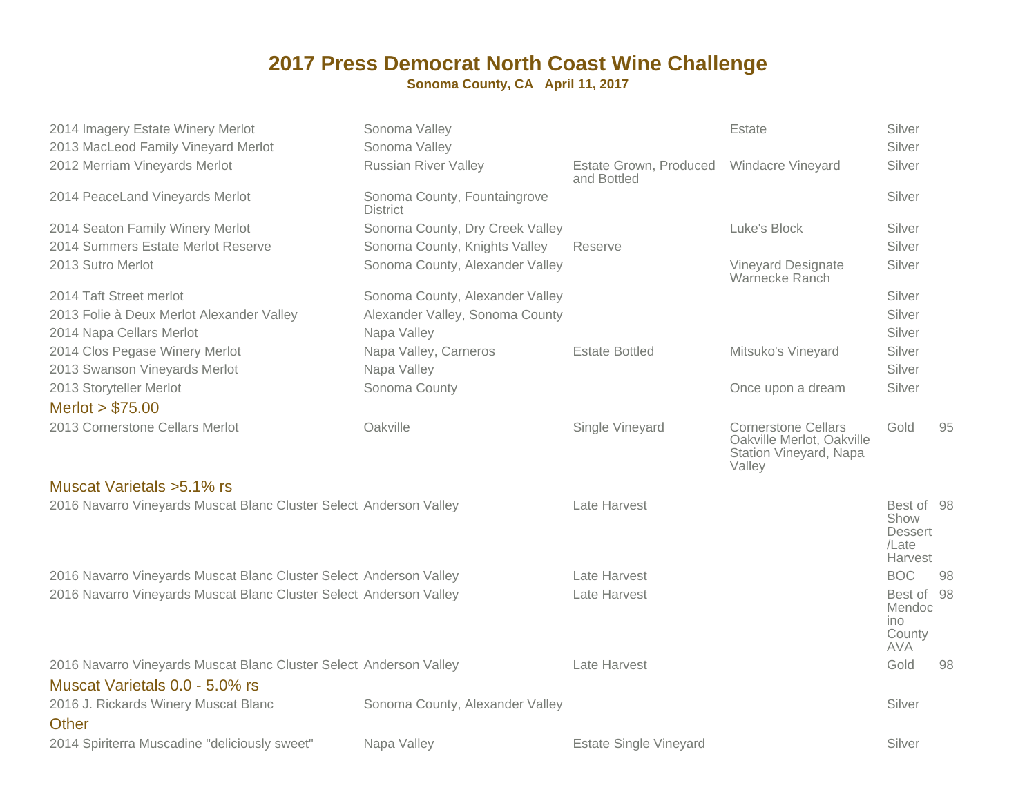# 2017 Press Democrat North Coast Wine Challenge

**Sonoma County, CA April 11, 2017**

| Wine | Appellation | Designation | Vineyard | Award | Score |
|---|---|---|---|---|---|
| 2014 Imagery Estate Winery Merlot | Sonoma Valley | | Estate | Silver | |
| 2013 MacLeod Family Vineyard Merlot | Sonoma Valley | | | Silver | |
| 2012 Merriam Vineyards Merlot | Russian River Valley | Estate Grown, Produced and Bottled | Windacre Vineyard | Silver | |
| 2014 PeaceLand Vineyards Merlot | Sonoma County, Fountaingrove District | | | Silver | |
| 2014 Seaton Family Winery Merlot | Sonoma County, Dry Creek Valley | | Luke's Block | Silver | |
| 2014 Summers Estate Merlot Reserve | Sonoma County, Knights Valley | Reserve | | Silver | |
| 2013 Sutro Merlot | Sonoma County, Alexander Valley | | Vineyard Designate Warnecke Ranch | Silver | |
| 2014 Taft Street merlot | Sonoma County, Alexander Valley | | | Silver | |
| 2013 Folie à Deux Merlot Alexander Valley | Alexander Valley, Sonoma County | | | Silver | |
| 2014 Napa Cellars Merlot | Napa Valley | | | Silver | |
| 2014 Clos Pegase Winery Merlot | Napa Valley, Carneros | Estate Bottled | Mitsuko's Vineyard | Silver | |
| 2013 Swanson Vineyards Merlot | Napa Valley | | | Silver | |
| 2013 Storyteller Merlot | Sonoma County | | Once upon a dream | Silver | |

## Merlot > $75.00

| Wine | Appellation | Designation | Vineyard | Award | Score |
|---|---|---|---|---|---|
| 2013 Cornerstone Cellars Merlot | Oakville | Single Vineyard | Cornerstone Cellars Oakville Merlot, Oakville Station Vineyard, Napa Valley | Gold | 95 |

## Muscat Varietals >5.1% rs

| Wine | Appellation | Designation | Vineyard | Award | Score |
|---|---|---|---|---|---|
| 2016 Navarro Vineyards Muscat Blanc Cluster Select | Anderson Valley | Late Harvest | | Best of Show Dessert /Late Harvest | 98 |
| 2016 Navarro Vineyards Muscat Blanc Cluster Select | Anderson Valley | Late Harvest | | BOC | 98 |
| 2016 Navarro Vineyards Muscat Blanc Cluster Select | Anderson Valley | Late Harvest | | Best of Mendocino County AVA | 98 |
| 2016 Navarro Vineyards Muscat Blanc Cluster Select | Anderson Valley | Late Harvest | | Gold | 98 |

## Muscat Varietals 0.0 - 5.0% rs

| Wine | Appellation | Designation | Vineyard | Award | Score |
|---|---|---|---|---|---|
| 2016 J. Rickards Winery Muscat Blanc | Sonoma County, Alexander Valley | | | Silver | |

## Other

| Wine | Appellation | Designation | Vineyard | Award | Score |
|---|---|---|---|---|---|
| 2014 Spiriterra Muscadine "deliciously sweet" | Napa Valley | Estate Single Vineyard | | Silver | |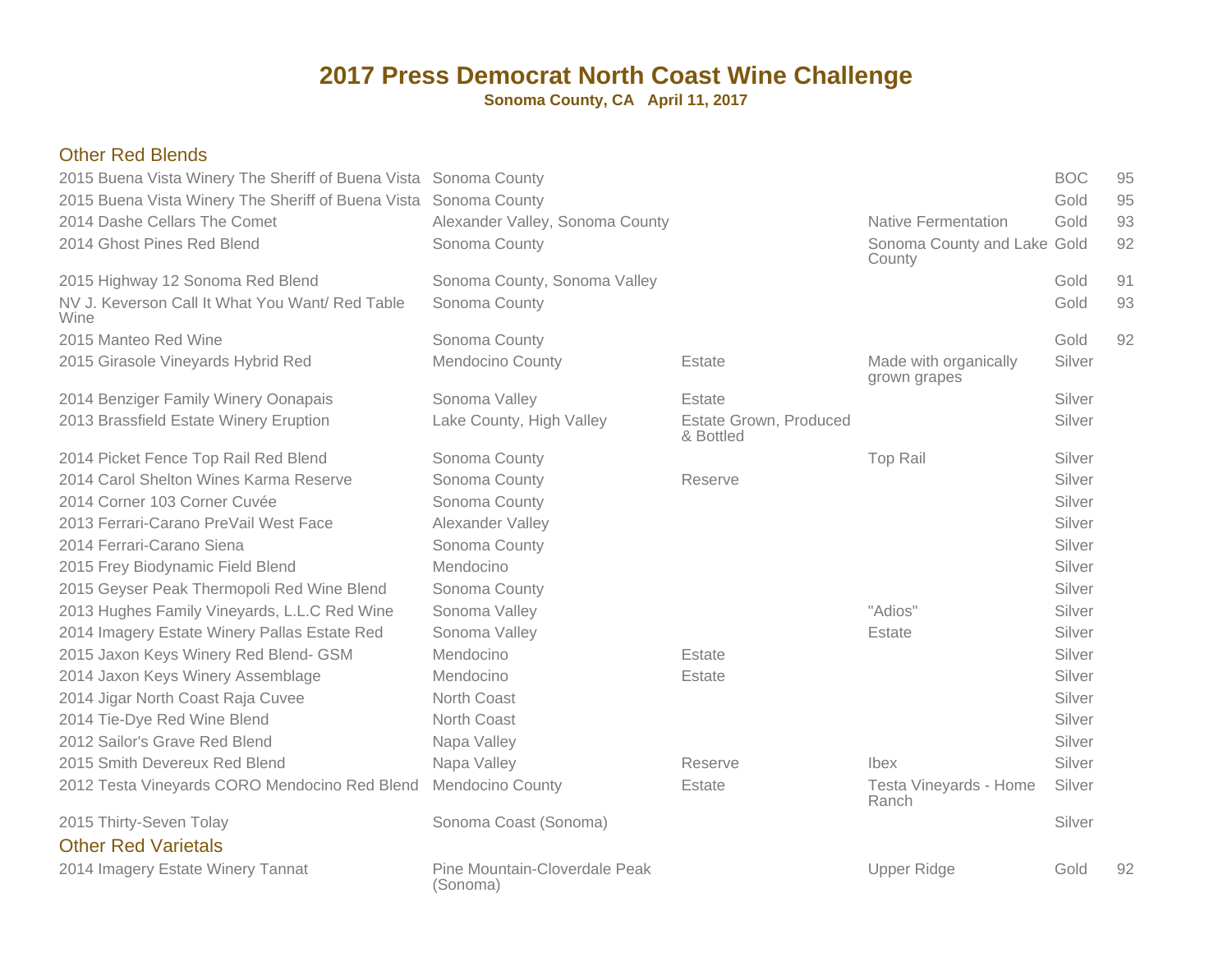# 2017 Press Democrat North Coast Wine Challenge

**Sonoma County, CA   April 11, 2017**

## Other Red Blends

| Wine | Appellation | Designation | Notes | Award | Score |
|---|---|---|---|---|---|
| 2015 Buena Vista Winery The Sheriff of Buena Vista | Sonoma County | | | BOC | 95 |
| 2015 Buena Vista Winery The Sheriff of Buena Vista | Sonoma County | | | Gold | 95 |
| 2014 Dashe Cellars The Comet | Alexander Valley, Sonoma County | | Native Fermentation | Gold | 93 |
| 2014 Ghost Pines Red Blend | Sonoma County | | Sonoma County and Lake County | Gold | 92 |
| 2015 Highway 12 Sonoma Red Blend | Sonoma County, Sonoma Valley | | | Gold | 91 |
| NV J. Keverson Call It What You Want/ Red Table Wine | Sonoma County | | | Gold | 93 |
| 2015 Manteo Red Wine | Sonoma County | | | Gold | 92 |
| 2015 Girasole Vineyards Hybrid Red | Mendocino County | Estate | Made with organically grown grapes | Silver | |
| 2014 Benziger Family Winery Oonapais | Sonoma Valley | Estate | | Silver | |
| 2013 Brassfield Estate Winery Eruption | Lake County, High Valley | Estate Grown, Produced & Bottled | | Silver | |
| 2014 Picket Fence Top Rail Red Blend | Sonoma County | | Top Rail | Silver | |
| 2014 Carol Shelton Wines Karma Reserve | Sonoma County | Reserve | | Silver | |
| 2014 Corner 103 Corner Cuvée | Sonoma County | | | Silver | |
| 2013 Ferrari-Carano PreVail West Face | Alexander Valley | | | Silver | |
| 2014 Ferrari-Carano Siena | Sonoma County | | | Silver | |
| 2015 Frey Biodynamic Field Blend | Mendocino | | | Silver | |
| 2015 Geyser Peak Thermopoli Red Wine Blend | Sonoma County | | | Silver | |
| 2013 Hughes Family Vineyards, L.L.C Red Wine | Sonoma Valley | | "Adios" | Silver | |
| 2014 Imagery Estate Winery Pallas Estate Red | Sonoma Valley | | Estate | Silver | |
| 2015 Jaxon Keys Winery Red Blend- GSM | Mendocino | Estate | | Silver | |
| 2014 Jaxon Keys Winery Assemblage | Mendocino | Estate | | Silver | |
| 2014 Jigar North Coast Raja Cuvee | North Coast | | | Silver | |
| 2014 Tie-Dye Red Wine Blend | North Coast | | | Silver | |
| 2012 Sailor's Grave Red Blend | Napa Valley | | | Silver | |
| 2015 Smith Devereux Red Blend | Napa Valley | Reserve | Ibex | Silver | |
| 2012 Testa Vineyards CORO Mendocino Red Blend | Mendocino County | Estate | Testa Vineyards - Home Ranch | Silver | |
| 2015 Thirty-Seven Tolay | Sonoma Coast (Sonoma) | | | Silver | |

## Other Red Varietals

| Wine | Appellation | Designation | Notes | Award | Score |
|---|---|---|---|---|---|
| 2014 Imagery Estate Winery Tannat | Pine Mountain-Cloverdale Peak (Sonoma) | | Upper Ridge | Gold | 92 |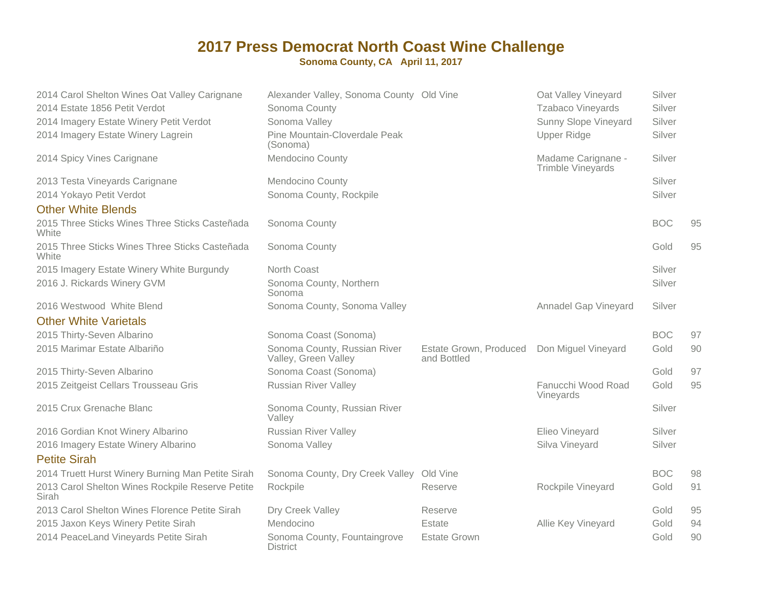# 2017 Press Democrat North Coast Wine Challenge

**Sonoma County, CA April 11, 2017**

| Wine | Appellation | Designation | Vineyard | Award | Score |
|---|---|---|---|---|---|
| 2014 Carol Shelton Wines Oat Valley Carignane | Alexander Valley, Sonoma County | Old Vine | Oat Valley Vineyard | Silver | |
| 2014 Estate 1856 Petit Verdot | Sonoma County | | Tzabaco Vineyards | Silver | |
| 2014 Imagery Estate Winery Petit Verdot | Sonoma Valley | | Sunny Slope Vineyard | Silver | |
| 2014 Imagery Estate Winery Lagrein | Pine Mountain-Cloverdale Peak (Sonoma) | | Upper Ridge | Silver | |
| 2014 Spicy Vines Carignane | Mendocino County | | Madame Carignane - Trimble Vineyards | Silver | |
| 2013 Testa Vineyards Carignane | Mendocino County | | | Silver | |
| 2014 Yokayo Petit Verdot | Sonoma County, Rockpile | | | Silver | |

## Other White Blends

| Wine | Appellation | Designation | Vineyard | Award | Score |
|---|---|---|---|---|---|
| 2015 Three Sticks Wines Three Sticks Casteñada White | Sonoma County | | | BOC | 95 |
| 2015 Three Sticks Wines Three Sticks Casteñada White | Sonoma County | | | Gold | 95 |
| 2015 Imagery Estate Winery White Burgundy | North Coast | | | Silver | |
| 2016 J. Rickards Winery GVM | Sonoma County, Northern Sonoma | | | Silver | |
| 2016 Westwood White Blend | Sonoma County, Sonoma Valley | | Annadel Gap Vineyard | Silver | |

## Other White Varietals

| Wine | Appellation | Designation | Vineyard | Award | Score |
|---|---|---|---|---|---|
| 2015 Thirty-Seven Albarino | Sonoma Coast (Sonoma) | | | BOC | 97 |
| 2015 Marimar Estate Albariño | Sonoma County, Russian River Valley, Green Valley | Estate Grown, Produced and Bottled | Don Miguel Vineyard | Gold | 90 |
| 2015 Thirty-Seven Albarino | Sonoma Coast (Sonoma) | | | Gold | 97 |
| 2015 Zeitgeist Cellars Trousseau Gris | Russian River Valley | | Fanucchi Wood Road Vineyards | Gold | 95 |
| 2015 Crux Grenache Blanc | Sonoma County, Russian River Valley | | | Silver | |
| 2016 Gordian Knot Winery Albarino | Russian River Valley | | Elieo Vineyard | Silver | |
| 2016 Imagery Estate Winery Albarino | Sonoma Valley | | Silva Vineyard | Silver | |

## Petite Sirah

| Wine | Appellation | Designation | Vineyard | Award | Score |
|---|---|---|---|---|---|
| 2014 Truett Hurst Winery Burning Man Petite Sirah | Sonoma County, Dry Creek Valley | Old Vine | | BOC | 98 |
| 2013 Carol Shelton Wines Rockpile Reserve Petite Sirah | Rockpile | Reserve | Rockpile Vineyard | Gold | 91 |
| 2013 Carol Shelton Wines Florence Petite Sirah | Dry Creek Valley | Reserve | | Gold | 95 |
| 2015 Jaxon Keys Winery Petite Sirah | Mendocino | Estate | Allie Key Vineyard | Gold | 94 |
| 2014 PeaceLand Vineyards Petite Sirah | Sonoma County, Fountaingrove District | Estate Grown | | Gold | 90 |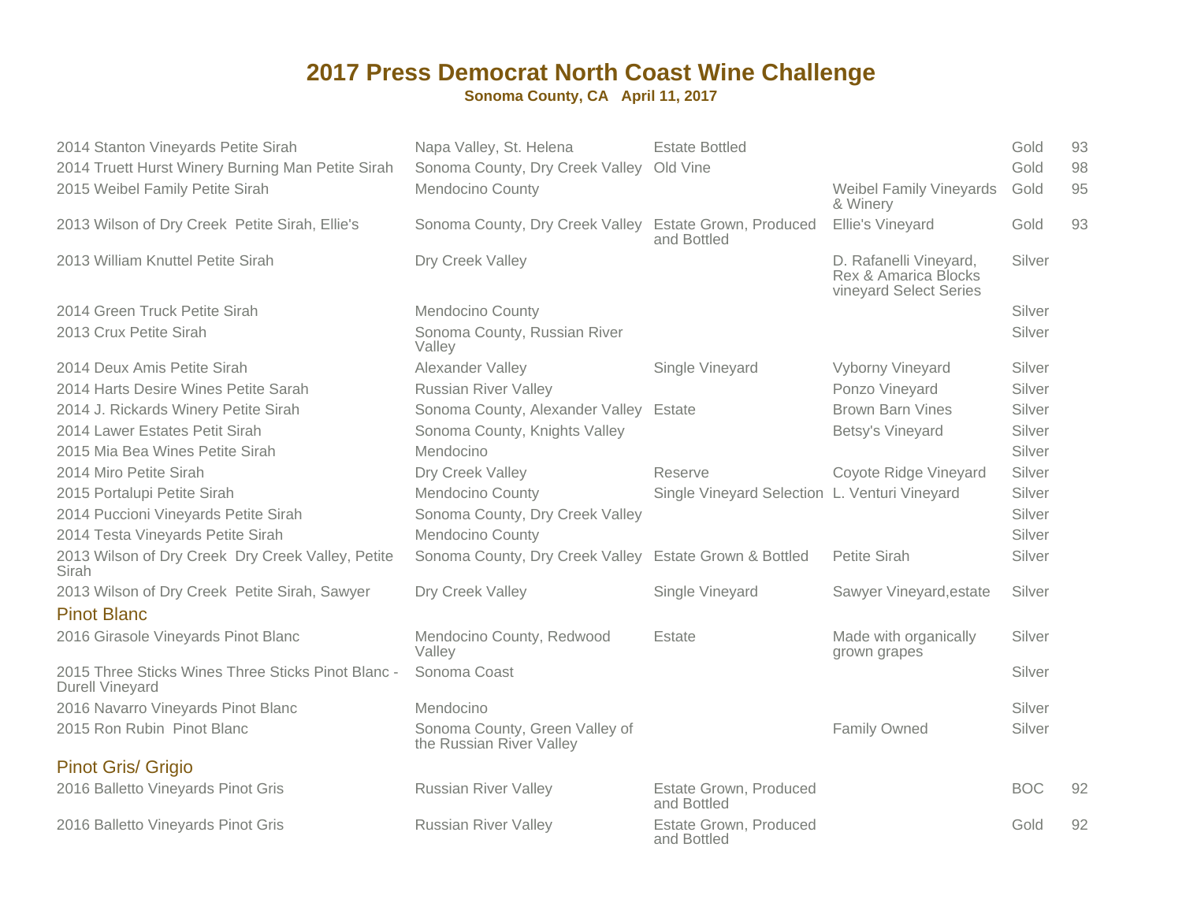# 2017 Press Democrat North Coast Wine Challenge

**Sonoma County, CA April 11, 2017**

| Wine | Appellation | Designation | Vineyard | Award | Score |
|---|---|---|---|---|---|
| 2014 Stanton Vineyards Petite Sirah | Napa Valley, St. Helena | Estate Bottled | | Gold | 93 |
| 2014 Truett Hurst Winery Burning Man Petite Sirah | Sonoma County, Dry Creek Valley | Old Vine | | Gold | 98 |
| 2015 Weibel Family Petite Sirah | Mendocino County | | Weibel Family Vineyards & Winery | Gold | 95 |
| 2013 Wilson of Dry Creek Petite Sirah, Ellie's | Sonoma County, Dry Creek Valley | Estate Grown, Produced and Bottled | Ellie's Vineyard | Gold | 93 |
| 2013 William Knuttel Petite Sirah | Dry Creek Valley | | D. Rafanelli Vineyard, Rex & Amarica Blocks vineyard Select Series | Silver | |
| 2014 Green Truck Petite Sirah | Mendocino County | | | Silver | |
| 2013 Crux Petite Sirah | Sonoma County, Russian River Valley | | | Silver | |
| 2014 Deux Amis Petite Sirah | Alexander Valley | Single Vineyard | Vyborny Vineyard | Silver | |
| 2014 Harts Desire Wines Petite Sarah | Russian River Valley | | Ponzo Vineyard | Silver | |
| 2014 J. Rickards Winery Petite Sirah | Sonoma County, Alexander Valley | Estate | Brown Barn Vines | Silver | |
| 2014 Lawer Estates Petit Sirah | Sonoma County, Knights Valley | | Betsy's Vineyard | Silver | |
| 2015 Mia Bea Wines Petite Sirah | Mendocino | | | Silver | |
| 2014 Miro Petite Sirah | Dry Creek Valley | Reserve | Coyote Ridge Vineyard | Silver | |
| 2015 Portalupi Petite Sirah | Mendocino County | Single Vineyard Selection | L. Venturi Vineyard | Silver | |
| 2014 Puccioni Vineyards Petite Sirah | Sonoma County, Dry Creek Valley | | | Silver | |
| 2014 Testa Vineyards Petite Sirah | Mendocino County | | | Silver | |
| 2013 Wilson of Dry Creek Dry Creek Valley, Petite Sirah | Sonoma County, Dry Creek Valley | Estate Grown & Bottled | Petite Sirah | Silver | |
| 2013 Wilson of Dry Creek Petite Sirah, Sawyer | Dry Creek Valley | Single Vineyard | Sawyer Vineyard,estate | Silver | |

## Pinot Blanc

| Wine | Appellation | Designation | Vineyard | Award | Score |
|---|---|---|---|---|---|
| 2016 Girasole Vineyards Pinot Blanc | Mendocino County, Redwood Valley | Estate | Made with organically grown grapes | Silver | |
| 2015 Three Sticks Wines Three Sticks Pinot Blanc - Durell Vineyard | Sonoma Coast | | | Silver | |
| 2016 Navarro Vineyards Pinot Blanc | Mendocino | | | Silver | |
| 2015 Ron Rubin Pinot Blanc | Sonoma County, Green Valley of the Russian River Valley | | Family Owned | Silver | |

## Pinot Gris/ Grigio

| Wine | Appellation | Designation | Vineyard | Award | Score |
|---|---|---|---|---|---|
| 2016 Balletto Vineyards Pinot Gris | Russian River Valley | Estate Grown, Produced and Bottled | | BOC | 92 |
| 2016 Balletto Vineyards Pinot Gris | Russian River Valley | Estate Grown, Produced and Bottled | | Gold | 92 |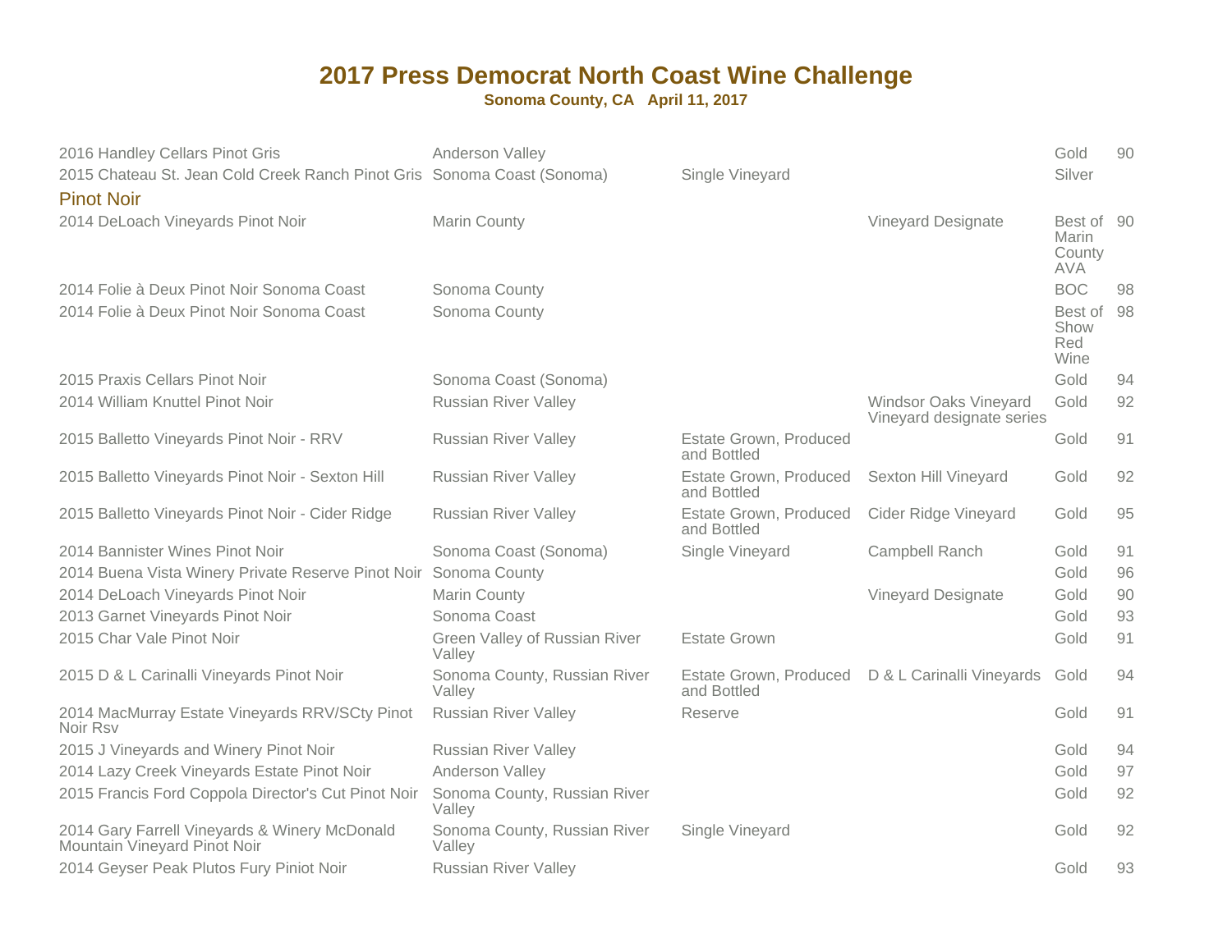# 2017 Press Democrat North Coast Wine Challenge

**Sonoma County, CA April 11, 2017**

| Wine | Appellation | Designation | Vineyard | Award | Score |
|---|---|---|---|---|---|
| 2016 Handley Cellars Pinot Gris | Anderson Valley | | | Gold | 90 |
| 2015 Chateau St. Jean Cold Creek Ranch Pinot Gris | Sonoma Coast (Sonoma) | Single Vineyard | | Silver | |

## Pinot Noir

| Wine | Appellation | Designation | Vineyard | Award | Score |
|---|---|---|---|---|---|
| 2014 DeLoach Vineyards Pinot Noir | Marin County | | Vineyard Designate | Best of Marin County AVA | 90 |
| 2014 Folie à Deux Pinot Noir Sonoma Coast | Sonoma County | | | BOC | 98 |
| 2014 Folie à Deux Pinot Noir Sonoma Coast | Sonoma County | | | Best of Show Red Wine | 98 |
| 2015 Praxis Cellars Pinot Noir | Sonoma Coast (Sonoma) | | | Gold | 94 |
| 2014 William Knuttel Pinot Noir | Russian River Valley | | Windsor Oaks Vineyard Vineyard designate series | Gold | 92 |
| 2015 Balletto Vineyards Pinot Noir - RRV | Russian River Valley | Estate Grown, Produced and Bottled | | Gold | 91 |
| 2015 Balletto Vineyards Pinot Noir - Sexton Hill | Russian River Valley | Estate Grown, Produced and Bottled | Sexton Hill Vineyard | Gold | 92 |
| 2015 Balletto Vineyards Pinot Noir - Cider Ridge | Russian River Valley | Estate Grown, Produced and Bottled | Cider Ridge Vineyard | Gold | 95 |
| 2014 Bannister Wines Pinot Noir | Sonoma Coast (Sonoma) | Single Vineyard | Campbell Ranch | Gold | 91 |
| 2014 Buena Vista Winery Private Reserve Pinot Noir | Sonoma County | | | Gold | 96 |
| 2014 DeLoach Vineyards Pinot Noir | Marin County | | Vineyard Designate | Gold | 90 |
| 2013 Garnet Vineyards Pinot Noir | Sonoma Coast | | | Gold | 93 |
| 2015 Char Vale Pinot Noir | Green Valley of Russian River Valley | Estate Grown | | Gold | 91 |
| 2015 D & L Carinalli Vineyards Pinot Noir | Sonoma County, Russian River Valley | Estate Grown, Produced and Bottled | D & L Carinalli Vineyards | Gold | 94 |
| 2014 MacMurray Estate Vineyards RRV/SCty Pinot Noir Rsv | Russian River Valley | Reserve | | Gold | 91 |
| 2015 J Vineyards and Winery Pinot Noir | Russian River Valley | | | Gold | 94 |
| 2014 Lazy Creek Vineyards Estate Pinot Noir | Anderson Valley | | | Gold | 97 |
| 2015 Francis Ford Coppola Director's Cut Pinot Noir | Sonoma County, Russian River Valley | | | Gold | 92 |
| 2014 Gary Farrell Vineyards & Winery McDonald Mountain Vineyard Pinot Noir | Sonoma County, Russian River Valley | Single Vineyard | | Gold | 92 |
| 2014 Geyser Peak Plutos Fury Piniot Noir | Russian River Valley | | | Gold | 93 |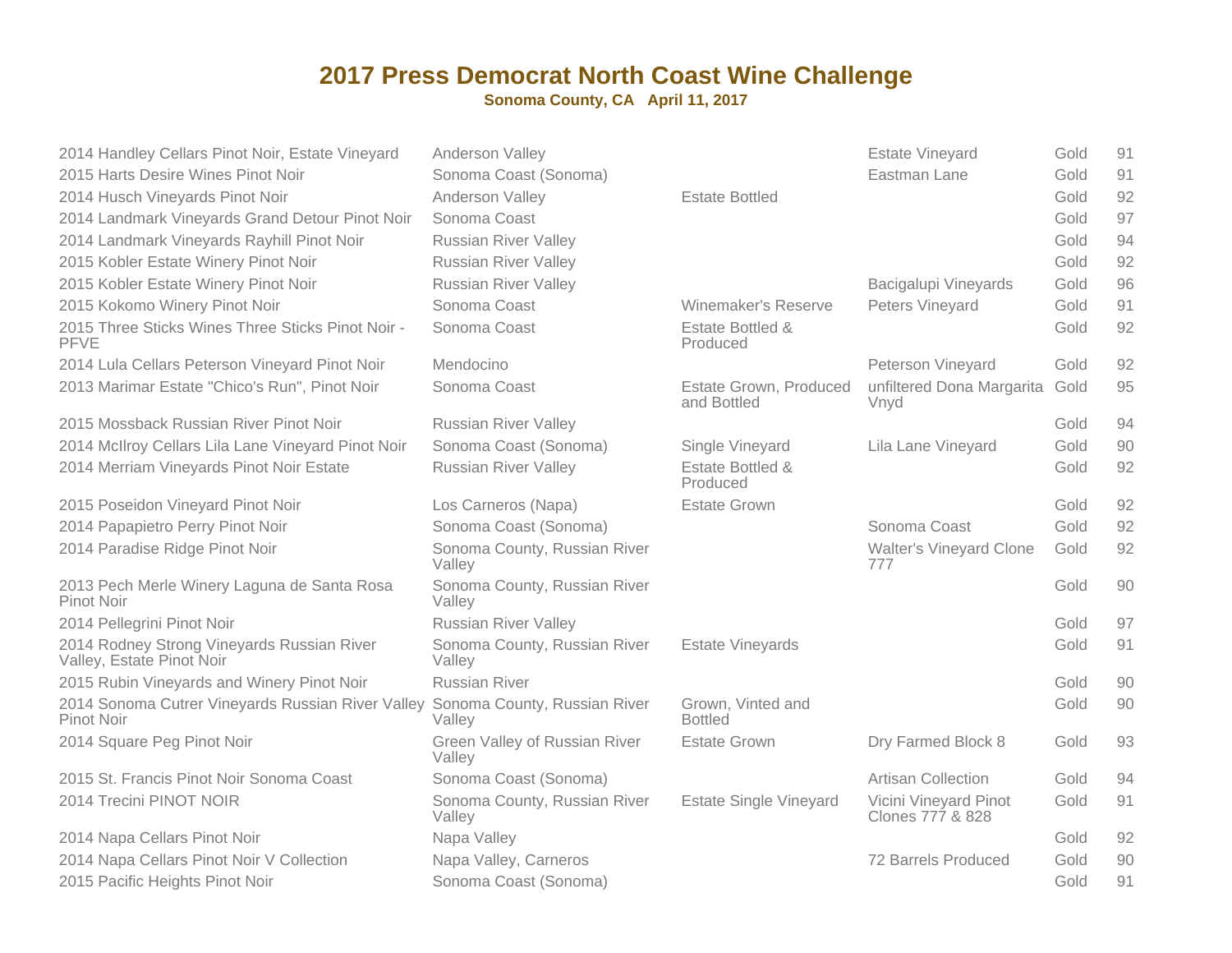# 2017 Press Democrat North Coast Wine Challenge

**Sonoma County, CA   April 11, 2017**

| | | | | | |
|---|---|---|---|---|---|
| 2014 Handley Cellars Pinot Noir, Estate Vineyard | Anderson Valley | | Estate Vineyard | Gold | 91 |
| 2015 Harts Desire Wines Pinot Noir | Sonoma Coast (Sonoma) | | Eastman Lane | Gold | 91 |
| 2014 Husch Vineyards Pinot Noir | Anderson Valley | Estate Bottled | | Gold | 92 |
| 2014 Landmark Vineyards Grand Detour Pinot Noir | Sonoma Coast | | | Gold | 97 |
| 2014 Landmark Vineyards Rayhill Pinot Noir | Russian River Valley | | | Gold | 94 |
| 2015 Kobler Estate Winery Pinot Noir | Russian River Valley | | | Gold | 92 |
| 2015 Kobler Estate Winery Pinot Noir | Russian River Valley | | Bacigalupi Vineyards | Gold | 96 |
| 2015 Kokomo Winery Pinot Noir | Sonoma Coast | Winemaker's Reserve | Peters Vineyard | Gold | 91 |
| 2015 Three Sticks Wines Three Sticks Pinot Noir - PFVE | Sonoma Coast | Estate Bottled & Produced | | Gold | 92 |
| 2014 Lula Cellars Peterson Vineyard Pinot Noir | Mendocino | | Peterson Vineyard | Gold | 92 |
| 2013 Marimar Estate "Chico's Run", Pinot Noir | Sonoma Coast | Estate Grown, Produced and Bottled | unfiltered Dona Margarita Vnyd | Gold | 95 |
| 2015 Mossback Russian River Pinot Noir | Russian River Valley | | | Gold | 94 |
| 2014 McIlroy Cellars Lila Lane Vineyard Pinot Noir | Sonoma Coast (Sonoma) | Single Vineyard | Lila Lane Vineyard | Gold | 90 |
| 2014 Merriam Vineyards Pinot Noir Estate | Russian River Valley | Estate Bottled & Produced | | Gold | 92 |
| 2015 Poseidon Vineyard Pinot Noir | Los Carneros (Napa) | Estate Grown | | Gold | 92 |
| 2014 Papapietro Perry Pinot Noir | Sonoma Coast (Sonoma) | | Sonoma Coast | Gold | 92 |
| 2014 Paradise Ridge Pinot Noir | Sonoma County, Russian River Valley | | Walter's Vineyard Clone 777 | Gold | 92 |
| 2013 Pech Merle Winery Laguna de Santa Rosa Pinot Noir | Sonoma County, Russian River Valley | | | Gold | 90 |
| 2014 Pellegrini Pinot Noir | Russian River Valley | | | Gold | 97 |
| 2014 Rodney Strong Vineyards Russian River Valley, Estate Pinot Noir | Sonoma County, Russian River Valley | Estate Vineyards | | Gold | 91 |
| 2015 Rubin Vineyards and Winery Pinot Noir | Russian River | | | Gold | 90 |
| 2014 Sonoma Cutrer Vineyards Russian River Valley Pinot Noir | Sonoma County, Russian River Valley | Grown, Vinted and Bottled | | Gold | 90 |
| 2014 Square Peg Pinot Noir | Green Valley of Russian River Valley | Estate Grown | Dry Farmed Block 8 | Gold | 93 |
| 2015 St. Francis Pinot Noir Sonoma Coast | Sonoma Coast (Sonoma) | | Artisan Collection | Gold | 94 |
| 2014 Trecini PINOT NOIR | Sonoma County, Russian River Valley | Estate Single Vineyard | Vicini Vineyard Pinot Clones 777 & 828 | Gold | 91 |
| 2014 Napa Cellars Pinot Noir | Napa Valley | | | Gold | 92 |
| 2014 Napa Cellars Pinot Noir V Collection | Napa Valley, Carneros | | 72 Barrels Produced | Gold | 90 |
| 2015 Pacific Heights Pinot Noir | Sonoma Coast (Sonoma) | | | Gold | 91 |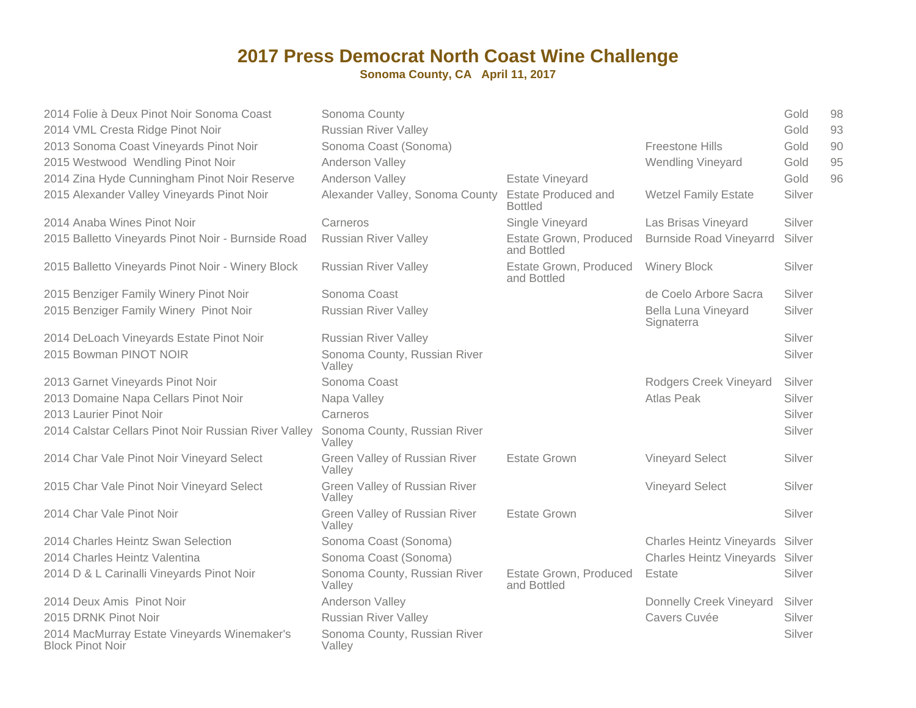# 2017 Press Democrat North Coast Wine Challenge

**Sonoma County, CA   April 11, 2017**

| | | | | | |
|---|---|---|---|---|---|
| 2014 Folie à Deux Pinot Noir Sonoma Coast | Sonoma County | | | Gold | 98 |
| 2014 VML Cresta Ridge Pinot Noir | Russian River Valley | | | Gold | 93 |
| 2013 Sonoma Coast Vineyards Pinot Noir | Sonoma Coast (Sonoma) | | Freestone Hills | Gold | 90 |
| 2015 Westwood  Wendling Pinot Noir | Anderson Valley | | Wendling Vineyard | Gold | 95 |
| 2014 Zina Hyde Cunningham Pinot Noir Reserve | Anderson Valley | Estate Vineyard | | Gold | 96 |
| 2015 Alexander Valley Vineyards Pinot Noir | Alexander Valley, Sonoma County | Estate Produced and Bottled | Wetzel Family Estate | Silver | |
| 2014 Anaba Wines Pinot Noir | Carneros | Single Vineyard | Las Brisas Vineyard | Silver | |
| 2015 Balletto Vineyards Pinot Noir - Burnside Road | Russian River Valley | Estate Grown, Produced and Bottled | Burnside Road Vineyarrd | Silver | |
| 2015 Balletto Vineyards Pinot Noir - Winery Block | Russian River Valley | Estate Grown, Produced and Bottled | Winery Block | Silver | |
| 2015 Benziger Family Winery Pinot Noir | Sonoma Coast | | de Coelo Arbore Sacra | Silver | |
| 2015 Benziger Family Winery  Pinot Noir | Russian River Valley | | Bella Luna Vineyard Signaterra | Silver | |
| 2014 DeLoach Vineyards Estate Pinot Noir | Russian River Valley | | | Silver | |
| 2015 Bowman PINOT NOIR | Sonoma County, Russian River Valley | | | Silver | |
| 2013 Garnet Vineyards Pinot Noir | Sonoma Coast | | Rodgers Creek Vineyard | Silver | |
| 2013 Domaine Napa Cellars Pinot Noir | Napa Valley | | Atlas Peak | Silver | |
| 2013 Laurier Pinot Noir | Carneros | | | Silver | |
| 2014 Calstar Cellars Pinot Noir Russian River Valley | Sonoma County, Russian River Valley | | | Silver | |
| 2014 Char Vale Pinot Noir Vineyard Select | Green Valley of Russian River Valley | Estate Grown | Vineyard Select | Silver | |
| 2015 Char Vale Pinot Noir Vineyard Select | Green Valley of Russian River Valley | | Vineyard Select | Silver | |
| 2014 Char Vale Pinot Noir | Green Valley of Russian River Valley | Estate Grown | | Silver | |
| 2014 Charles Heintz Swan Selection | Sonoma Coast (Sonoma) | | Charles Heintz Vineyards | Silver | |
| 2014 Charles Heintz Valentina | Sonoma Coast (Sonoma) | | Charles Heintz Vineyards | Silver | |
| 2014 D & L Carinalli Vineyards Pinot Noir | Sonoma County, Russian River Valley | Estate Grown, Produced and Bottled | Estate | Silver | |
| 2014 Deux Amis  Pinot Noir | Anderson Valley | | Donnelly Creek Vineyard | Silver | |
| 2015 DRNK Pinot Noir | Russian River Valley | | Cavers Cuvée | Silver | |
| 2014 MacMurray Estate Vineyards Winemaker's Block Pinot Noir | Sonoma County, Russian River Valley | | | Silver | |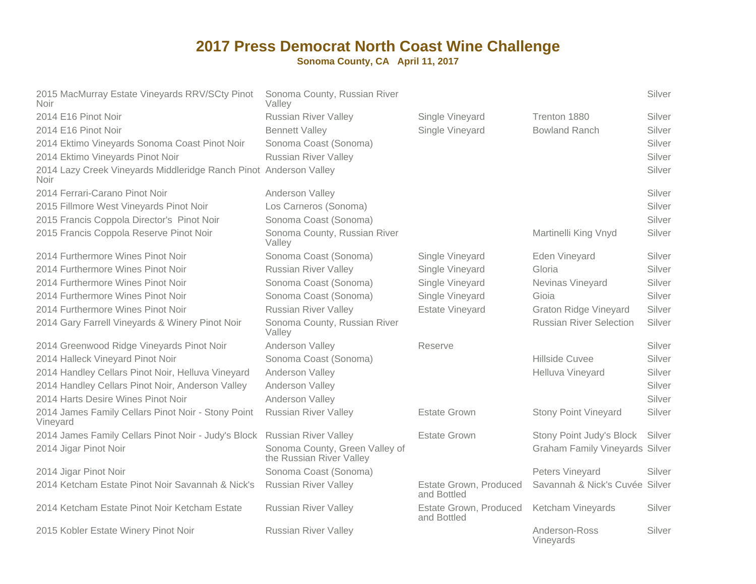# 2017 Press Democrat North Coast Wine Challenge

**Sonoma County, CA April 11, 2017**

| | | | | |
|---|---|---|---|---|
| 2015 MacMurray Estate Vineyards RRV/SCty Pinot Noir | Sonoma County, Russian River Valley | | | Silver |
| 2014 E16 Pinot Noir | Russian River Valley | Single Vineyard | Trenton 1880 | Silver |
| 2014 E16 Pinot Noir | Bennett Valley | Single Vineyard | Bowland Ranch | Silver |
| 2014 Ektimo Vineyards Sonoma Coast Pinot Noir | Sonoma Coast (Sonoma) | | | Silver |
| 2014 Ektimo Vineyards Pinot Noir | Russian River Valley | | | Silver |
| 2014 Lazy Creek Vineyards Middleridge Ranch Pinot Noir | Anderson Valley | | | Silver |
| 2014 Ferrari-Carano Pinot Noir | Anderson Valley | | | Silver |
| 2015 Fillmore West Vineyards Pinot Noir | Los Carneros (Sonoma) | | | Silver |
| 2015 Francis Coppola Director's Pinot Noir | Sonoma Coast (Sonoma) | | | Silver |
| 2015 Francis Coppola Reserve Pinot Noir | Sonoma County, Russian River Valley | | Martinelli King Vnyd | Silver |
| 2014 Furthermore Wines Pinot Noir | Sonoma Coast (Sonoma) | Single Vineyard | Eden Vineyard | Silver |
| 2014 Furthermore Wines Pinot Noir | Russian River Valley | Single Vineyard | Gloria | Silver |
| 2014 Furthermore Wines Pinot Noir | Sonoma Coast (Sonoma) | Single Vineyard | Nevinas Vineyard | Silver |
| 2014 Furthermore Wines Pinot Noir | Sonoma Coast (Sonoma) | Single Vineyard | Gioia | Silver |
| 2014 Furthermore Wines Pinot Noir | Russian River Valley | Estate Vineyard | Graton Ridge Vineyard | Silver |
| 2014 Gary Farrell Vineyards & Winery Pinot Noir | Sonoma County, Russian River Valley | | Russian River Selection | Silver |
| 2014 Greenwood Ridge Vineyards Pinot Noir | Anderson Valley | Reserve | | Silver |
| 2014 Halleck Vineyard Pinot Noir | Sonoma Coast (Sonoma) | | Hillside Cuvee | Silver |
| 2014 Handley Cellars Pinot Noir, Helluva Vineyard | Anderson Valley | | Helluva Vineyard | Silver |
| 2014 Handley Cellars Pinot Noir, Anderson Valley | Anderson Valley | | | Silver |
| 2014 Harts Desire Wines Pinot Noir | Anderson Valley | | | Silver |
| 2014 James Family Cellars Pinot Noir - Stony Point Vineyard | Russian River Valley | Estate Grown | Stony Point Vineyard | Silver |
| 2014 James Family Cellars Pinot Noir - Judy's Block | Russian River Valley | Estate Grown | Stony Point Judy's Block | Silver |
| 2014 Jigar Pinot Noir | Sonoma County, Green Valley of the Russian River Valley | | Graham Family Vineyards | Silver |
| 2014 Jigar Pinot Noir | Sonoma Coast (Sonoma) | | Peters Vineyard | Silver |
| 2014 Ketcham Estate Pinot Noir Savannah & Nick's | Russian River Valley | Estate Grown, Produced and Bottled | Savannah & Nick's Cuvée | Silver |
| 2014 Ketcham Estate Pinot Noir Ketcham Estate | Russian River Valley | Estate Grown, Produced and Bottled | Ketcham Vineyards | Silver |
| 2015 Kobler Estate Winery Pinot Noir | Russian River Valley | | Anderson-Ross Vineyards | Silver |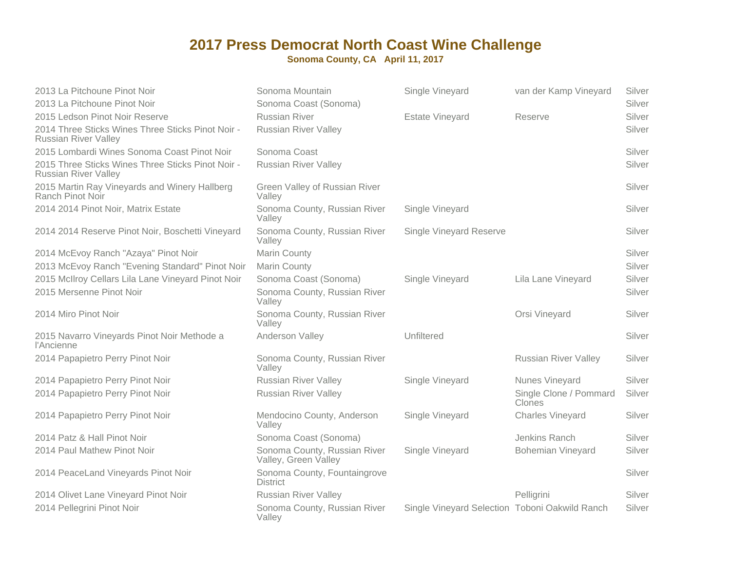# 2017 Press Democrat North Coast Wine Challenge

**Sonoma County, CA April 11, 2017**

| Wine | Appellation | Designation | Vineyard | Award |
|---|---|---|---|---|
| 2013 La Pitchoune Pinot Noir | Sonoma Mountain | Single Vineyard | van der Kamp Vineyard | Silver |
| 2013 La Pitchoune Pinot Noir | Sonoma Coast (Sonoma) | | | Silver |
| 2015 Ledson Pinot Noir Reserve | Russian River | Estate Vineyard | Reserve | Silver |
| 2014 Three Sticks Wines Three Sticks Pinot Noir - Russian River Valley | Russian River Valley | | | Silver |
| 2015 Lombardi Wines Sonoma Coast Pinot Noir | Sonoma Coast | | | Silver |
| 2015 Three Sticks Wines Three Sticks Pinot Noir - Russian River Valley | Russian River Valley | | | Silver |
| 2015 Martin Ray Vineyards and Winery Hallberg Ranch Pinot Noir | Green Valley of Russian River Valley | | | Silver |
| 2014 2014 Pinot Noir, Matrix Estate | Sonoma County, Russian River Valley | Single Vineyard | | Silver |
| 2014 2014 Reserve Pinot Noir, Boschetti Vineyard | Sonoma County, Russian River Valley | Single Vineyard Reserve | | Silver |
| 2014 McEvoy Ranch "Azaya" Pinot Noir | Marin County | | | Silver |
| 2013 McEvoy Ranch "Evening Standard" Pinot Noir | Marin County | | | Silver |
| 2015 McIlroy Cellars Lila Lane Vineyard Pinot Noir | Sonoma Coast (Sonoma) | Single Vineyard | Lila Lane Vineyard | Silver |
| 2015 Mersenne Pinot Noir | Sonoma County, Russian River Valley | | | Silver |
| 2014 Miro Pinot Noir | Sonoma County, Russian River Valley | | Orsi Vineyard | Silver |
| 2015 Navarro Vineyards Pinot Noir Methode a l'Ancienne | Anderson Valley | Unfiltered | | Silver |
| 2014 Papapietro Perry Pinot Noir | Sonoma County, Russian River Valley | | Russian River Valley | Silver |
| 2014 Papapietro Perry Pinot Noir | Russian River Valley | Single Vineyard | Nunes Vineyard | Silver |
| 2014 Papapietro Perry Pinot Noir | Russian River Valley | | Single Clone / Pommard Clones | Silver |
| 2014 Papapietro Perry Pinot Noir | Mendocino County, Anderson Valley | Single Vineyard | Charles Vineyard | Silver |
| 2014 Patz & Hall Pinot Noir | Sonoma Coast (Sonoma) | | Jenkins Ranch | Silver |
| 2014 Paul Mathew Pinot Noir | Sonoma County, Russian River Valley, Green Valley | Single Vineyard | Bohemian Vineyard | Silver |
| 2014 PeaceLand Vineyards Pinot Noir | Sonoma County, Fountaingrove District | | | Silver |
| 2014 Olivet Lane Vineyard Pinot Noir | Russian River Valley | | Pelligrini | Silver |
| 2014 Pellegrini Pinot Noir | Sonoma County, Russian River Valley | Single Vineyard Selection | Toboni Oakwild Ranch | Silver |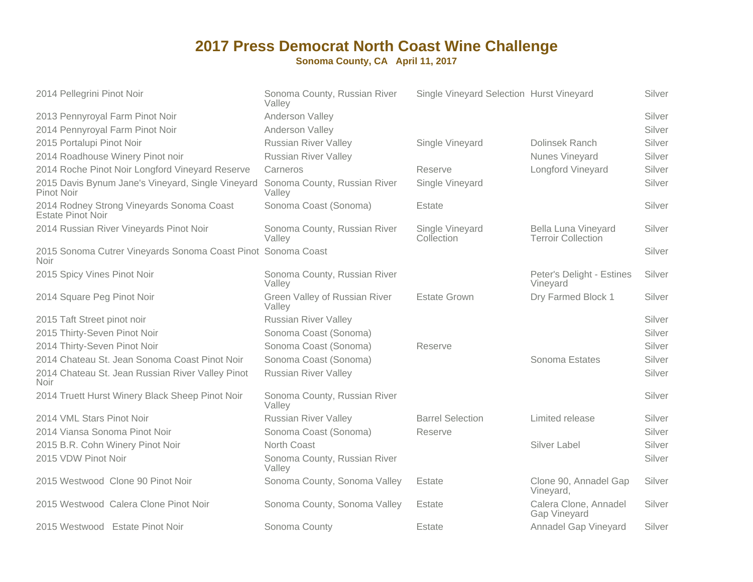# 2017 Press Democrat North Coast Wine Challenge

**Sonoma County, CA   April 11, 2017**

| | | | | |
|---|---|---|---|---|
| 2014 Pellegrini Pinot Noir | Sonoma County, Russian River Valley | Single Vineyard Selection | Hurst Vineyard | Silver |
| 2013 Pennyroyal Farm Pinot Noir | Anderson Valley | | | Silver |
| 2014 Pennyroyal Farm Pinot Noir | Anderson Valley | | | Silver |
| 2015 Portalupi Pinot Noir | Russian River Valley | Single Vineyard | Dolinsek Ranch | Silver |
| 2014 Roadhouse Winery Pinot noir | Russian River Valley | | Nunes Vineyard | Silver |
| 2014 Roche Pinot Noir Longford Vineyard Reserve | Carneros | Reserve | Longford Vineyard | Silver |
| 2015 Davis Bynum Jane's Vineyard, Single Vineyard Pinot Noir | Sonoma County, Russian River Valley | Single Vineyard | | Silver |
| 2014 Rodney Strong Vineyards Sonoma Coast Estate Pinot Noir | Sonoma Coast (Sonoma) | Estate | | Silver |
| 2014 Russian River Vineyards Pinot Noir | Sonoma County, Russian River Valley | Single Vineyard Collection | Bella Luna Vineyard Terroir Collection | Silver |
| 2015 Sonoma Cutrer Vineyards Sonoma Coast Pinot Noir | Sonoma Coast | | | Silver |
| 2015 Spicy Vines Pinot Noir | Sonoma County, Russian River Valley | | Peter's Delight - Estines Vineyard | Silver |
| 2014 Square Peg Pinot Noir | Green Valley of Russian River Valley | Estate Grown | Dry Farmed Block 1 | Silver |
| 2015 Taft Street pinot noir | Russian River Valley | | | Silver |
| 2015 Thirty-Seven Pinot Noir | Sonoma Coast (Sonoma) | | | Silver |
| 2014 Thirty-Seven Pinot Noir | Sonoma Coast (Sonoma) | Reserve | | Silver |
| 2014 Chateau St. Jean Sonoma Coast Pinot Noir | Sonoma Coast (Sonoma) | | Sonoma Estates | Silver |
| 2014 Chateau St. Jean Russian River Valley Pinot Noir | Russian River Valley | | | Silver |
| 2014 Truett Hurst Winery Black Sheep Pinot Noir | Sonoma County, Russian River Valley | | | Silver |
| 2014 VML Stars Pinot Noir | Russian River Valley | Barrel Selection | Limited release | Silver |
| 2014 Viansa Sonoma Pinot Noir | Sonoma Coast (Sonoma) | Reserve | | Silver |
| 2015 B.R. Cohn Winery Pinot Noir | North Coast | | Silver Label | Silver |
| 2015 VDW Pinot Noir | Sonoma County, Russian River Valley | | | Silver |
| 2015 Westwood  Clone 90 Pinot Noir | Sonoma County, Sonoma Valley | Estate | Clone 90, Annadel Gap Vineyard, | Silver |
| 2015 Westwood  Calera Clone Pinot Noir | Sonoma County, Sonoma Valley | Estate | Calera Clone, Annadel Gap Vineyard | Silver |
| 2015 Westwood   Estate Pinot Noir | Sonoma County | Estate | Annadel Gap Vineyard | Silver |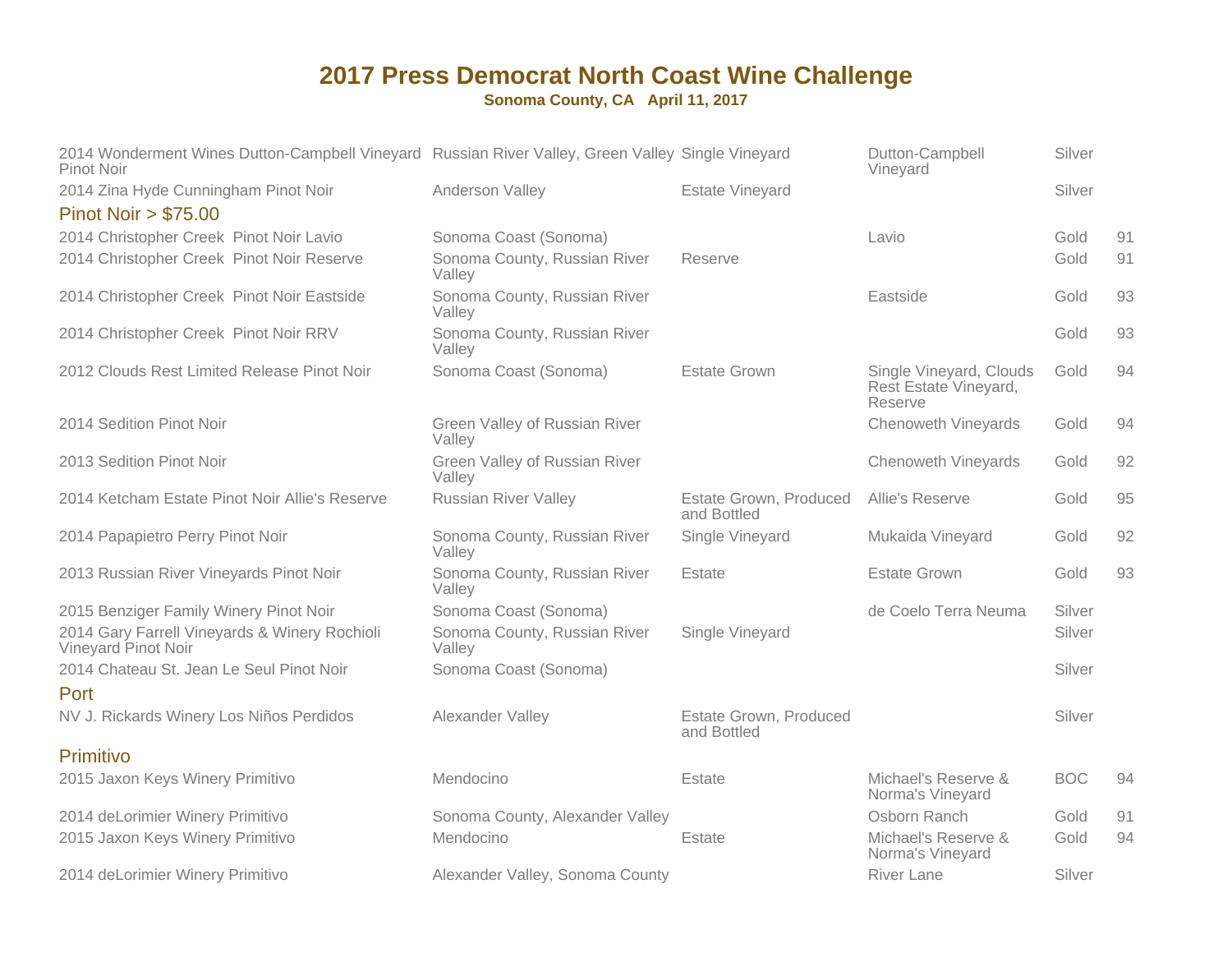# 2017 Press Democrat North Coast Wine Challenge

**Sonoma County, CA   April 11, 2017**

| | | | | | |
|---|---|---|---|---|---|
| 2014 Wonderment Wines Dutton-Campbell Vineyard Pinot Noir | Russian River Valley, Green Valley | Single Vineyard | Dutton-Campbell Vineyard | Silver | |
| 2014 Zina Hyde Cunningham Pinot Noir | Anderson Valley | Estate Vineyard | | Silver | |
| **Pinot Noir > $75.00** | | | | | |
| 2014 Christopher Creek  Pinot Noir Lavio | Sonoma Coast (Sonoma) | | Lavio | Gold | 91 |
| 2014 Christopher Creek  Pinot Noir Reserve | Sonoma County, Russian River Valley | Reserve | | Gold | 91 |
| 2014 Christopher Creek  Pinot Noir Eastside | Sonoma County, Russian River Valley | | Eastside | Gold | 93 |
| 2014 Christopher Creek  Pinot Noir RRV | Sonoma County, Russian River Valley | | | Gold | 93 |
| 2012 Clouds Rest Limited Release Pinot Noir | Sonoma Coast (Sonoma) | Estate Grown | Single Vineyard, Clouds Rest Estate Vineyard, Reserve | Gold | 94 |
| 2014 Sedition Pinot Noir | Green Valley of Russian River Valley | | Chenoweth Vineyards | Gold | 94 |
| 2013 Sedition Pinot Noir | Green Valley of Russian River Valley | | Chenoweth Vineyards | Gold | 92 |
| 2014 Ketcham Estate Pinot Noir Allie's Reserve | Russian River Valley | Estate Grown, Produced and Bottled | Allie's Reserve | Gold | 95 |
| 2014 Papapietro Perry Pinot Noir | Sonoma County, Russian River Valley | Single Vineyard | Mukaida Vineyard | Gold | 92 |
| 2013 Russian River Vineyards Pinot Noir | Sonoma County, Russian River Valley | Estate | Estate Grown | Gold | 93 |
| 2015 Benziger Family Winery Pinot Noir | Sonoma Coast (Sonoma) | | de Coelo Terra Neuma | Silver | |
| 2014 Gary Farrell Vineyards & Winery Rochioli Vineyard Pinot Noir | Sonoma County, Russian River Valley | Single Vineyard | | Silver | |
| 2014 Chateau St. Jean Le Seul Pinot Noir | Sonoma Coast (Sonoma) | | | Silver | |
| **Port** | | | | | |
| NV J. Rickards Winery Los Niños Perdidos | Alexander Valley | Estate Grown, Produced and Bottled | | Silver | |
| **Primitivo** | | | | | |
| 2015 Jaxon Keys Winery Primitivo | Mendocino | Estate | Michael's Reserve & Norma's Vineyard | BOC | 94 |
| 2014 deLorimier Winery Primitivo | Sonoma County, Alexander Valley | | Osborn Ranch | Gold | 91 |
| 2015 Jaxon Keys Winery Primitivo | Mendocino | Estate | Michael's Reserve & Norma's Vineyard | Gold | 94 |
| 2014 deLorimier Winery Primitivo | Alexander Valley, Sonoma County | | River Lane | Silver | |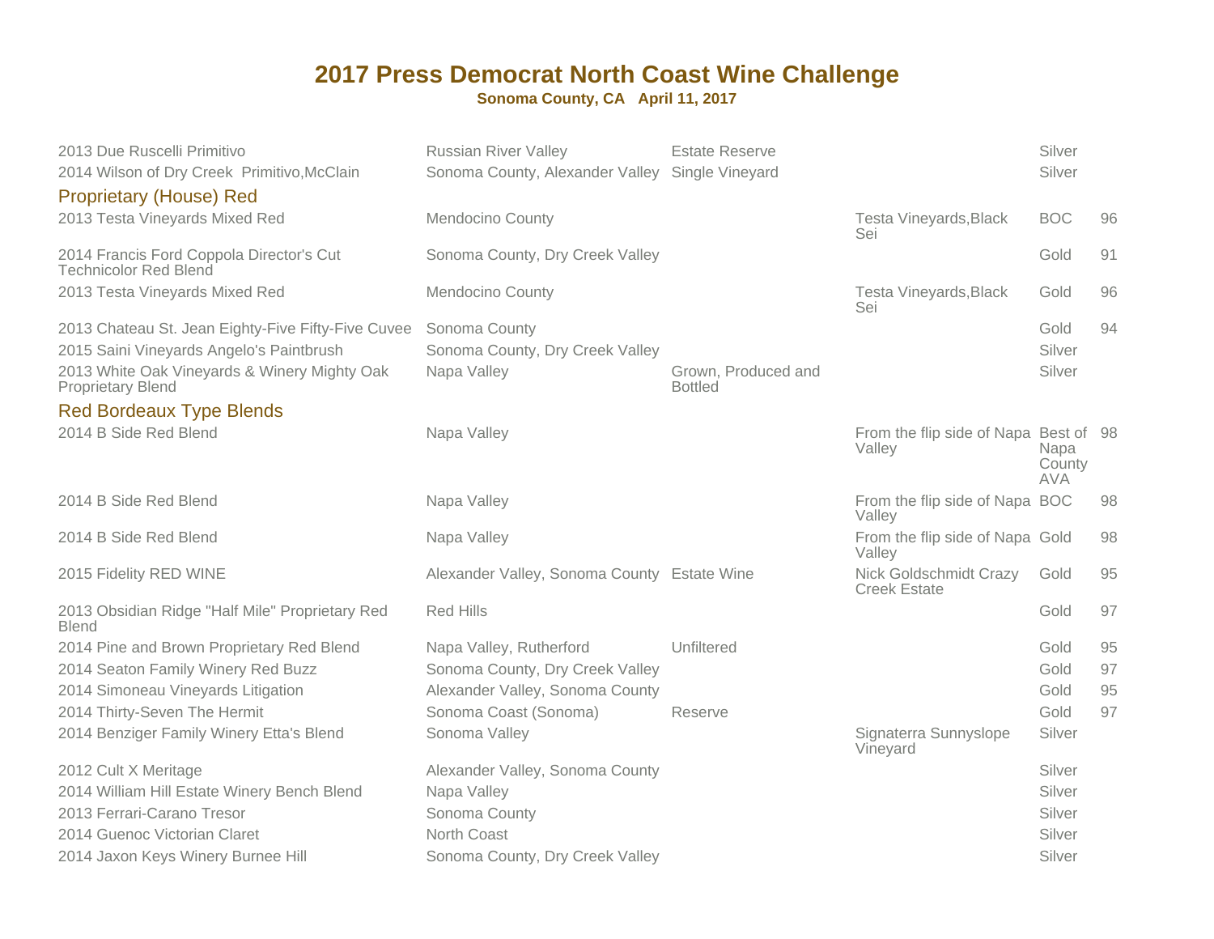# 2017 Press Democrat North Coast Wine Challenge

**Sonoma County, CA   April 11, 2017**

| Wine | Appellation | Designation | Vineyard | Award | Score |
|---|---|---|---|---|---|
| 2013 Due Ruscelli Primitivo | Russian River Valley | Estate Reserve | | Silver | |
| 2014 Wilson of Dry Creek  Primitivo,McClain | Sonoma County, Alexander Valley | Single Vineyard | | Silver | |

## Proprietary (House) Red

| Wine | Appellation | Designation | Vineyard | Award | Score |
|---|---|---|---|---|---|
| 2013 Testa Vineyards Mixed Red | Mendocino County | | Testa Vineyards,Black Sei | BOC | 96 |
| 2014 Francis Ford Coppola Director's Cut Technicolor Red Blend | Sonoma County, Dry Creek Valley | | | Gold | 91 |
| 2013 Testa Vineyards Mixed Red | Mendocino County | | Testa Vineyards,Black Sei | Gold | 96 |
| 2013 Chateau St. Jean Eighty-Five Fifty-Five Cuvee | Sonoma County | | | Gold | 94 |
| 2015 Saini Vineyards Angelo's Paintbrush | Sonoma County, Dry Creek Valley | | | Silver | |
| 2013 White Oak Vineyards & Winery Mighty Oak Proprietary Blend | Napa Valley | Grown, Produced and Bottled | | Silver | |

## Red Bordeaux Type Blends

| Wine | Appellation | Designation | Vineyard | Award | Score |
|---|---|---|---|---|---|
| 2014 B Side Red Blend | Napa Valley | | From the flip side of Napa Valley | Best of Napa County AVA | 98 |
| 2014 B Side Red Blend | Napa Valley | | From the flip side of Napa Valley | BOC | 98 |
| 2014 B Side Red Blend | Napa Valley | | From the flip side of Napa Valley | Gold | 98 |
| 2015 Fidelity RED WINE | Alexander Valley, Sonoma County | Estate Wine | Nick Goldschmidt Crazy Creek Estate | Gold | 95 |
| 2013 Obsidian Ridge "Half Mile" Proprietary Red Blend | Red Hills | | | Gold | 97 |
| 2014 Pine and Brown Proprietary Red Blend | Napa Valley, Rutherford | Unfiltered | | Gold | 95 |
| 2014 Seaton Family Winery Red Buzz | Sonoma County, Dry Creek Valley | | | Gold | 97 |
| 2014 Simoneau Vineyards Litigation | Alexander Valley, Sonoma County | | | Gold | 95 |
| 2014 Thirty-Seven The Hermit | Sonoma Coast (Sonoma) | Reserve | | Gold | 97 |
| 2014 Benziger Family Winery Etta's Blend | Sonoma Valley | | Signaterra Sunnyslope Vineyard | Silver | |
| 2012 Cult X Meritage | Alexander Valley, Sonoma County | | | Silver | |
| 2014 William Hill Estate Winery Bench Blend | Napa Valley | | | Silver | |
| 2013 Ferrari-Carano Tresor | Sonoma County | | | Silver | |
| 2014 Guenoc Victorian Claret | North Coast | | | Silver | |
| 2014 Jaxon Keys Winery Burnee Hill | Sonoma County, Dry Creek Valley | | | Silver | |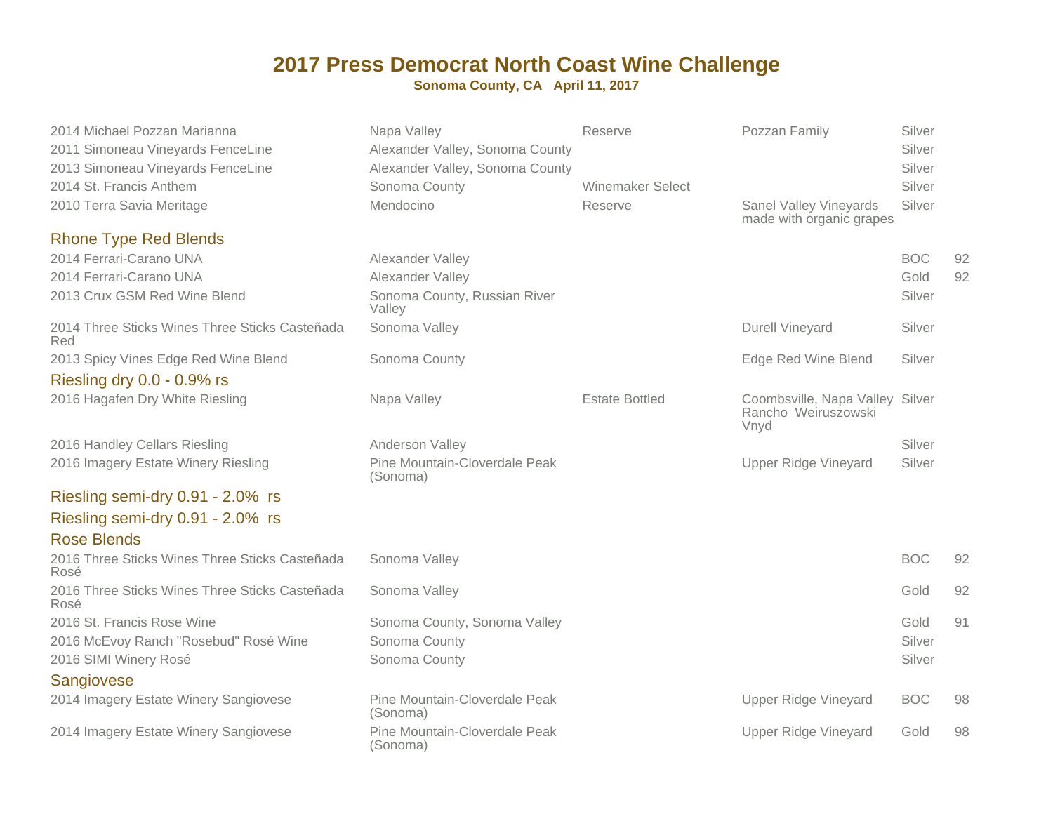# 2017 Press Democrat North Coast Wine Challenge

**Sonoma County, CA April 11, 2017**

| | | | | | |
|---|---|---|---|---|---|
| 2014 Michael Pozzan Marianna | Napa Valley | Reserve | Pozzan Family | Silver | |
| 2011 Simoneau Vineyards FenceLine | Alexander Valley, Sonoma County | | | Silver | |
| 2013 Simoneau Vineyards FenceLine | Alexander Valley, Sonoma County | | | Silver | |
| 2014 St. Francis Anthem | Sonoma County | Winemaker Select | | Silver | |
| 2010 Terra Savia Meritage | Mendocino | Reserve | Sanel Valley Vineyards made with organic grapes | Silver | |

## Rhone Type Red Blends

| | | | | | |
|---|---|---|---|---|---|
| 2014 Ferrari-Carano UNA | Alexander Valley | | | BOC | 92 |
| 2014 Ferrari-Carano UNA | Alexander Valley | | | Gold | 92 |
| 2013 Crux GSM Red Wine Blend | Sonoma County, Russian River Valley | | | Silver | |
| 2014 Three Sticks Wines Three Sticks Casteñada Red | Sonoma Valley | | Durell Vineyard | Silver | |
| 2013 Spicy Vines Edge Red Wine Blend | Sonoma County | | Edge Red Wine Blend | Silver | |

## Riesling dry 0.0 - 0.9% rs

| | | | | | |
|---|---|---|---|---|---|
| 2016 Hagafen Dry White Riesling | Napa Valley | Estate Bottled | Coombsville, Napa Valley Rancho Weiruszowski Vnyd | Silver | |
| 2016 Handley Cellars Riesling | Anderson Valley | | | Silver | |
| 2016 Imagery Estate Winery Riesling | Pine Mountain-Cloverdale Peak (Sonoma) | | Upper Ridge Vineyard | Silver | |

## Riesling semi-dry 0.91 - 2.0% rs

## Riesling semi-dry 0.91 - 2.0% rs

## Rose Blends

| | | | | | |
|---|---|---|---|---|---|
| 2016 Three Sticks Wines Three Sticks Casteñada Rosé | Sonoma Valley | | | BOC | 92 |
| 2016 Three Sticks Wines Three Sticks Casteñada Rosé | Sonoma Valley | | | Gold | 92 |
| 2016 St. Francis Rose Wine | Sonoma County, Sonoma Valley | | | Gold | 91 |
| 2016 McEvoy Ranch "Rosebud" Rosé Wine | Sonoma County | | | Silver | |
| 2016 SIMI Winery Rosé | Sonoma County | | | Silver | |

## Sangiovese

| | | | | | |
|---|---|---|---|---|---|
| 2014 Imagery Estate Winery Sangiovese | Pine Mountain-Cloverdale Peak (Sonoma) | | Upper Ridge Vineyard | BOC | 98 |
| 2014 Imagery Estate Winery Sangiovese | Pine Mountain-Cloverdale Peak (Sonoma) | | Upper Ridge Vineyard | Gold | 98 |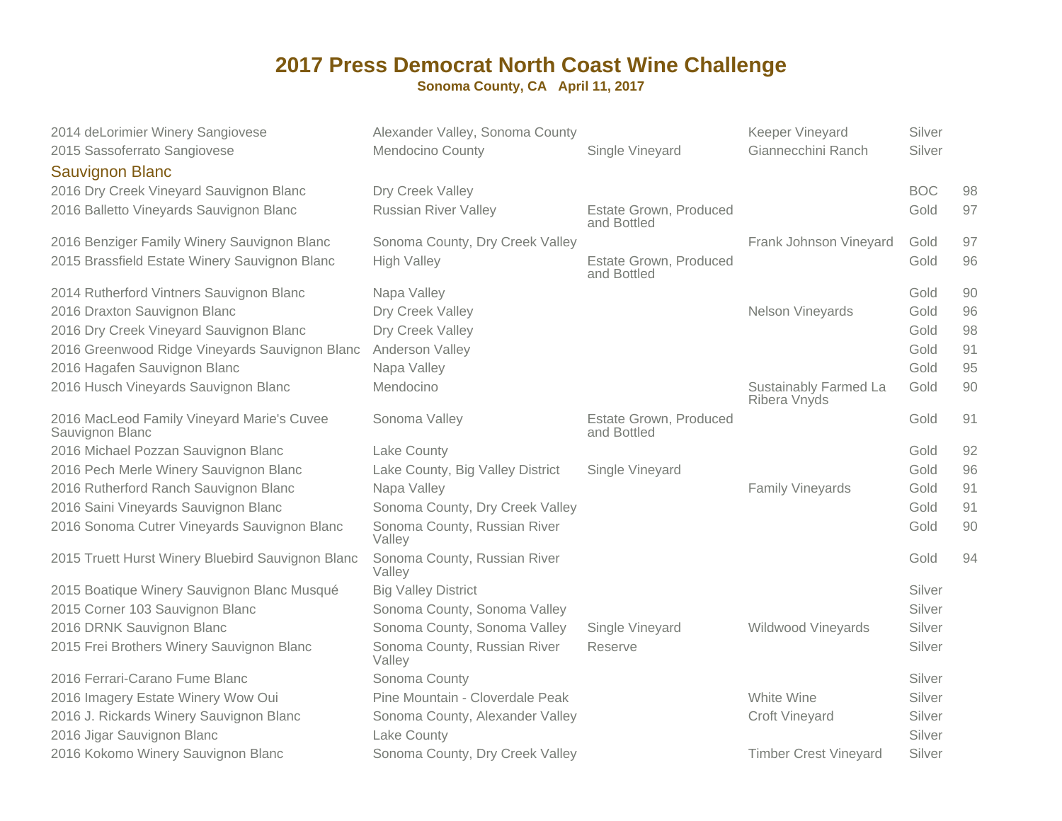# 2017 Press Democrat North Coast Wine Challenge

**Sonoma County, CA April 11, 2017**

| | | | | | |
|---|---|---|---|---|---|
| 2014 deLorimier Winery Sangiovese | Alexander Valley, Sonoma County | | Keeper Vineyard | Silver | |
| 2015 Sassoferrato Sangiovese | Mendocino County | Single Vineyard | Giannecchini Ranch | Silver | |

## Sauvignon Blanc

| | | | | | |
|---|---|---|---|---|---|
| 2016 Dry Creek Vineyard Sauvignon Blanc | Dry Creek Valley | | | BOC | 98 |
| 2016 Balletto Vineyards Sauvignon Blanc | Russian River Valley | Estate Grown, Produced and Bottled | | Gold | 97 |
| 2016 Benziger Family Winery Sauvignon Blanc | Sonoma County, Dry Creek Valley | | Frank Johnson Vineyard | Gold | 97 |
| 2015 Brassfield Estate Winery Sauvignon Blanc | High Valley | Estate Grown, Produced and Bottled | | Gold | 96 |
| 2014 Rutherford Vintners Sauvignon Blanc | Napa Valley | | | Gold | 90 |
| 2016 Draxton Sauvignon Blanc | Dry Creek Valley | | Nelson Vineyards | Gold | 96 |
| 2016 Dry Creek Vineyard Sauvignon Blanc | Dry Creek Valley | | | Gold | 98 |
| 2016 Greenwood Ridge Vineyards Sauvignon Blanc | Anderson Valley | | | Gold | 91 |
| 2016 Hagafen Sauvignon Blanc | Napa Valley | | | Gold | 95 |
| 2016 Husch Vineyards Sauvignon Blanc | Mendocino | | Sustainably Farmed La Ribera Vnyds | Gold | 90 |
| 2016 MacLeod Family Vineyard Marie's Cuvee Sauvignon Blanc | Sonoma Valley | Estate Grown, Produced and Bottled | | Gold | 91 |
| 2016 Michael Pozzan Sauvignon Blanc | Lake County | | | Gold | 92 |
| 2016 Pech Merle Winery Sauvignon Blanc | Lake County, Big Valley District | Single Vineyard | | Gold | 96 |
| 2016 Rutherford Ranch Sauvignon Blanc | Napa Valley | | Family Vineyards | Gold | 91 |
| 2016 Saini Vineyards Sauvignon Blanc | Sonoma County, Dry Creek Valley | | | Gold | 91 |
| 2016 Sonoma Cutrer Vineyards Sauvignon Blanc | Sonoma County, Russian River Valley | | | Gold | 90 |
| 2015 Truett Hurst Winery Bluebird Sauvignon Blanc | Sonoma County, Russian River Valley | | | Gold | 94 |
| 2015 Boatique Winery Sauvignon Blanc Musqué | Big Valley District | | | Silver | |
| 2015 Corner 103 Sauvignon Blanc | Sonoma County, Sonoma Valley | | | Silver | |
| 2016 DRNK Sauvignon Blanc | Sonoma County, Sonoma Valley | Single Vineyard | Wildwood Vineyards | Silver | |
| 2015 Frei Brothers Winery Sauvignon Blanc | Sonoma County, Russian River Valley | Reserve | | Silver | |
| 2016 Ferrari-Carano Fume Blanc | Sonoma County | | | Silver | |
| 2016 Imagery Estate Winery Wow Oui | Pine Mountain - Cloverdale Peak | | White Wine | Silver | |
| 2016 J. Rickards Winery Sauvignon Blanc | Sonoma County, Alexander Valley | | Croft Vineyard | Silver | |
| 2016 Jigar Sauvignon Blanc | Lake County | | | Silver | |
| 2016 Kokomo Winery Sauvignon Blanc | Sonoma County, Dry Creek Valley | | Timber Crest Vineyard | Silver | |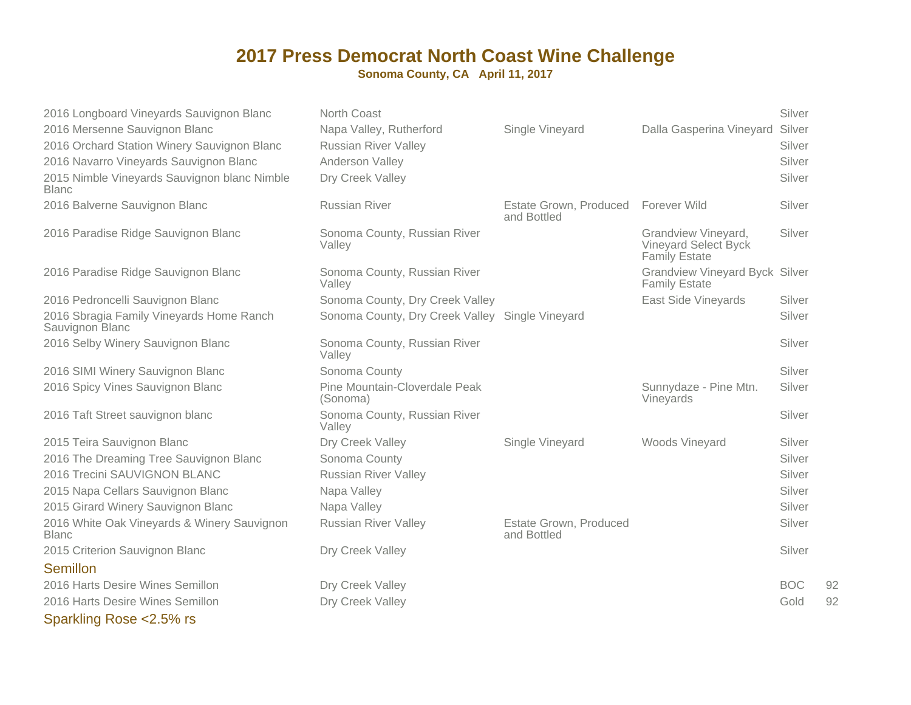# 2017 Press Democrat North Coast Wine Challenge

**Sonoma County, CA April 11, 2017**

| Wine | Appellation | Designation | Vineyard | Award | Score |
|---|---|---|---|---|---|
| 2016 Longboard Vineyards Sauvignon Blanc | North Coast | | | Silver | |
| 2016 Mersenne Sauvignon Blanc | Napa Valley, Rutherford | Single Vineyard | Dalla Gasperina Vineyard | Silver | |
| 2016 Orchard Station Winery Sauvignon Blanc | Russian River Valley | | | Silver | |
| 2016 Navarro Vineyards Sauvignon Blanc | Anderson Valley | | | Silver | |
| 2015 Nimble Vineyards Sauvignon blanc Nimble Blanc | Dry Creek Valley | | | Silver | |
| 2016 Balverne Sauvignon Blanc | Russian River | Estate Grown, Produced and Bottled | Forever Wild | Silver | |
| 2016 Paradise Ridge Sauvignon Blanc | Sonoma County, Russian River Valley | | Grandview Vineyard, Vineyard Select Byck Family Estate | Silver | |
| 2016 Paradise Ridge Sauvignon Blanc | Sonoma County, Russian River Valley | | Grandview Vineyard Byck Family Estate | Silver | |
| 2016 Pedroncelli Sauvignon Blanc | Sonoma County, Dry Creek Valley | | East Side Vineyards | Silver | |
| 2016 Sbragia Family Vineyards Home Ranch Sauvignon Blanc | Sonoma County, Dry Creek Valley | Single Vineyard | | Silver | |
| 2016 Selby Winery Sauvignon Blanc | Sonoma County, Russian River Valley | | | Silver | |
| 2016 SIMI Winery Sauvignon Blanc | Sonoma County | | | Silver | |
| 2016 Spicy Vines Sauvignon Blanc | Pine Mountain-Cloverdale Peak (Sonoma) | | Sunnydaze - Pine Mtn. Vineyards | Silver | |
| 2016 Taft Street sauvignon blanc | Sonoma County, Russian River Valley | | | Silver | |
| 2015 Teira Sauvignon Blanc | Dry Creek Valley | Single Vineyard | Woods Vineyard | Silver | |
| 2016 The Dreaming Tree Sauvignon Blanc | Sonoma County | | | Silver | |
| 2016 Trecini SAUVIGNON BLANC | Russian River Valley | | | Silver | |
| 2015 Napa Cellars Sauvignon Blanc | Napa Valley | | | Silver | |
| 2015 Girard Winery Sauvignon Blanc | Napa Valley | | | Silver | |
| 2016 White Oak Vineyards & Winery Sauvignon Blanc | Russian River Valley | Estate Grown, Produced and Bottled | | Silver | |
| 2015 Criterion Sauvignon Blanc | Dry Creek Valley | | | Silver | |

## Semillon

| Wine | Appellation | Designation | Vineyard | Award | Score |
|---|---|---|---|---|---|
| 2016 Harts Desire Wines Semillon | Dry Creek Valley | | | BOC | 92 |
| 2016 Harts Desire Wines Semillon | Dry Creek Valley | | | Gold | 92 |

## Sparkling Rose <2.5% rs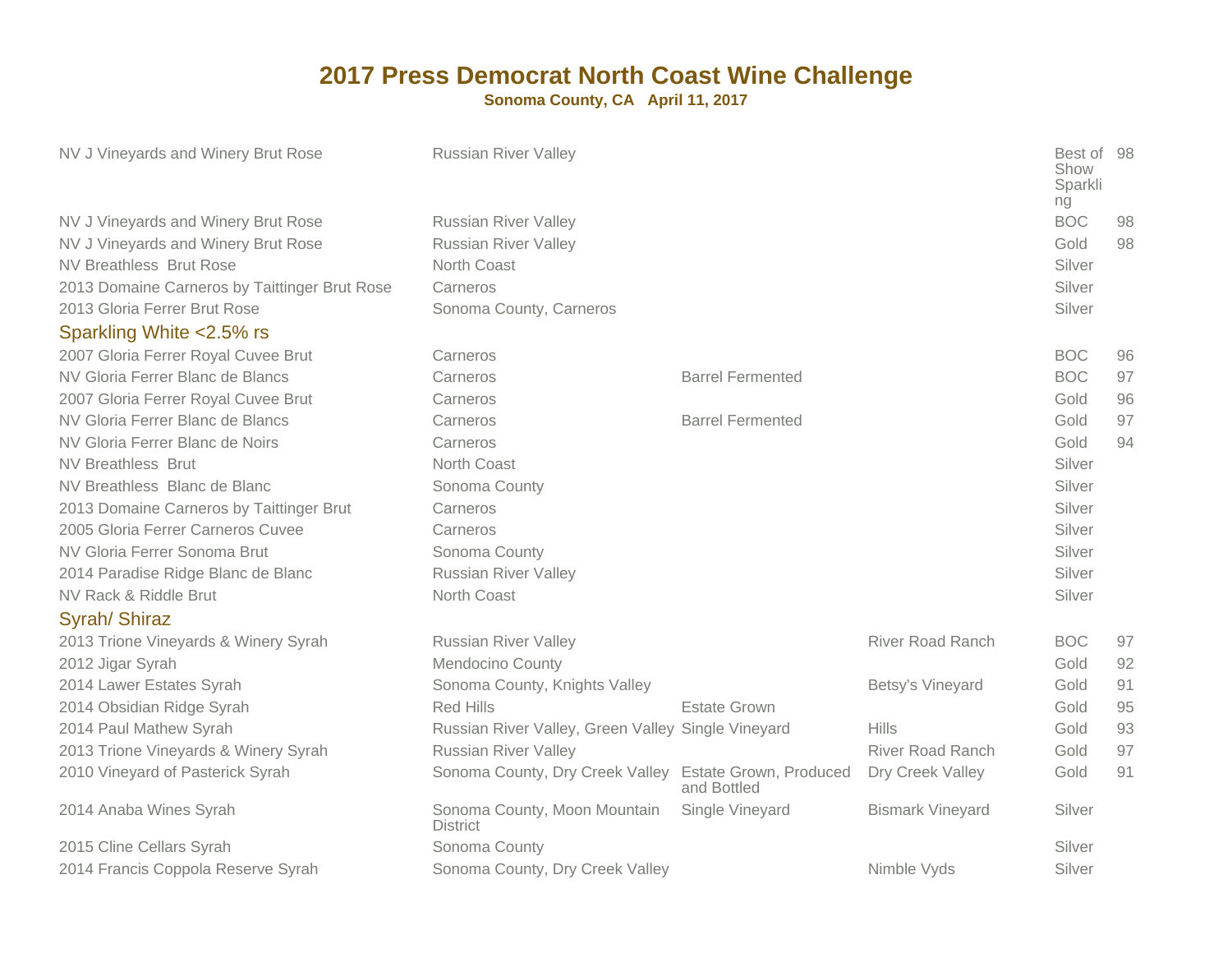# 2017 Press Democrat North Coast Wine Challenge

**Sonoma County, CA April 11, 2017**

| Wine | Appellation | Designation | Vineyard | Award | Score |
|---|---|---|---|---|---|
| NV J Vineyards and Winery Brut Rose | Russian River Valley | | | Best of Show Sparkling | 98 |
| NV J Vineyards and Winery Brut Rose | Russian River Valley | | | BOC | 98 |
| NV J Vineyards and Winery Brut Rose | Russian River Valley | | | Gold | 98 |
| NV Breathless Brut Rose | North Coast | | | Silver | |
| 2013 Domaine Carneros by Taittinger Brut Rose | Carneros | | | Silver | |
| 2013 Gloria Ferrer Brut Rose | Sonoma County, Carneros | | | Silver | |

## Sparkling White <2.5% rs

| Wine | Appellation | Designation | Vineyard | Award | Score |
|---|---|---|---|---|---|
| 2007 Gloria Ferrer Royal Cuvee Brut | Carneros | | | BOC | 96 |
| NV Gloria Ferrer Blanc de Blancs | Carneros | Barrel Fermented | | BOC | 97 |
| 2007 Gloria Ferrer Royal Cuvee Brut | Carneros | | | Gold | 96 |
| NV Gloria Ferrer Blanc de Blancs | Carneros | Barrel Fermented | | Gold | 97 |
| NV Gloria Ferrer Blanc de Noirs | Carneros | | | Gold | 94 |
| NV Breathless Brut | North Coast | | | Silver | |
| NV Breathless Blanc de Blanc | Sonoma County | | | Silver | |
| 2013 Domaine Carneros by Taittinger Brut | Carneros | | | Silver | |
| 2005 Gloria Ferrer Carneros Cuvee | Carneros | | | Silver | |
| NV Gloria Ferrer Sonoma Brut | Sonoma County | | | Silver | |
| 2014 Paradise Ridge Blanc de Blanc | Russian River Valley | | | Silver | |
| NV Rack & Riddle Brut | North Coast | | | Silver | |

## Syrah/ Shiraz

| Wine | Appellation | Designation | Vineyard | Award | Score |
|---|---|---|---|---|---|
| 2013 Trione Vineyards & Winery Syrah | Russian River Valley | | River Road Ranch | BOC | 97 |
| 2012 Jigar Syrah | Mendocino County | | | Gold | 92 |
| 2014 Lawer Estates Syrah | Sonoma County, Knights Valley | | Betsy's Vineyard | Gold | 91 |
| 2014 Obsidian Ridge Syrah | Red Hills | Estate Grown | | Gold | 95 |
| 2014 Paul Mathew Syrah | Russian River Valley, Green Valley | Single Vineyard | Hills | Gold | 93 |
| 2013 Trione Vineyards & Winery Syrah | Russian River Valley | | River Road Ranch | Gold | 97 |
| 2010 Vineyard of Pasterick Syrah | Sonoma County, Dry Creek Valley | Estate Grown, Produced and Bottled | Dry Creek Valley | Gold | 91 |
| 2014 Anaba Wines Syrah | Sonoma County, Moon Mountain District | Single Vineyard | Bismark Vineyard | Silver | |
| 2015 Cline Cellars Syrah | Sonoma County | | | Silver | |
| 2014 Francis Coppola Reserve Syrah | Sonoma County, Dry Creek Valley | | Nimble Vyds | Silver | |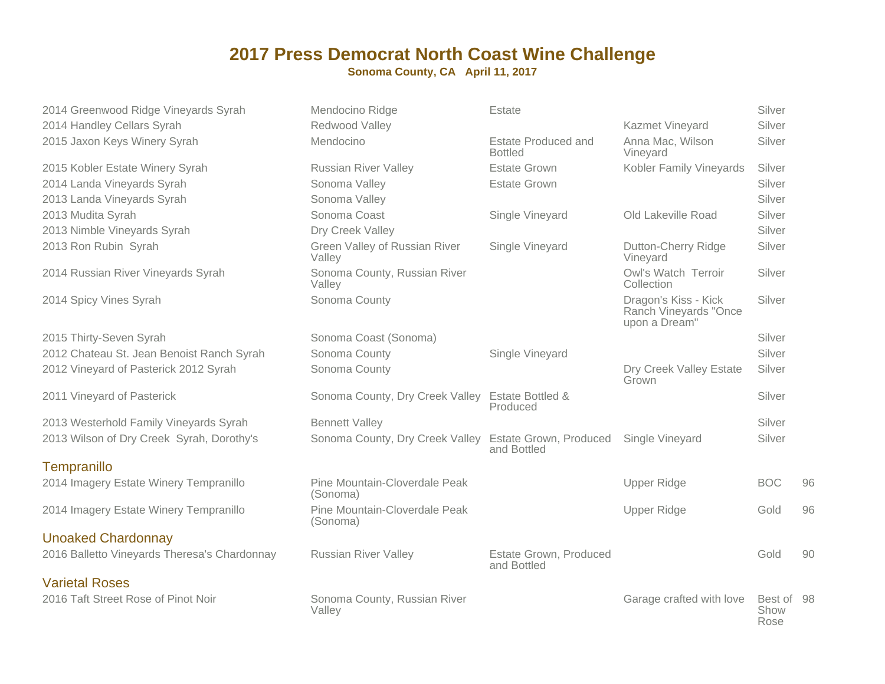# 2017 Press Democrat North Coast Wine Challenge

**Sonoma County, CA   April 11, 2017**

| | | | | | |
|---|---|---|---|---|---|
| 2014 Greenwood Ridge Vineyards Syrah | Mendocino Ridge | Estate | | Silver | |
| 2014 Handley Cellars Syrah | Redwood Valley | | Kazmet Vineyard | Silver | |
| 2015 Jaxon Keys Winery Syrah | Mendocino | Estate Produced and Bottled | Anna Mac, Wilson Vineyard | Silver | |
| 2015 Kobler Estate Winery Syrah | Russian River Valley | Estate Grown | Kobler Family Vineyards | Silver | |
| 2014 Landa Vineyards Syrah | Sonoma Valley | Estate Grown | | Silver | |
| 2013 Landa Vineyards Syrah | Sonoma Valley | | | Silver | |
| 2013 Mudita Syrah | Sonoma Coast | Single Vineyard | Old Lakeville Road | Silver | |
| 2013 Nimble Vineyards Syrah | Dry Creek Valley | | | Silver | |
| 2013 Ron Rubin  Syrah | Green Valley of Russian River Valley | Single Vineyard | Dutton-Cherry Ridge Vineyard | Silver | |
| 2014 Russian River Vineyards Syrah | Sonoma County, Russian River Valley | | Owl's Watch  Terroir Collection | Silver | |
| 2014 Spicy Vines Syrah | Sonoma County | | Dragon's Kiss - Kick Ranch Vineyards "Once upon a Dream" | Silver | |
| 2015 Thirty-Seven Syrah | Sonoma Coast (Sonoma) | | | Silver | |
| 2012 Chateau St. Jean Benoist Ranch Syrah | Sonoma County | Single Vineyard | | Silver | |
| 2012 Vineyard of Pasterick 2012 Syrah | Sonoma County | | Dry Creek Valley Estate Grown | Silver | |
| 2011 Vineyard of Pasterick | Sonoma County, Dry Creek Valley | Estate Bottled & Produced | | Silver | |
| 2013 Westerhold Family Vineyards Syrah | Bennett Valley | | | Silver | |
| 2013 Wilson of Dry Creek  Syrah, Dorothy's | Sonoma County, Dry Creek Valley | Estate Grown, Produced and Bottled | Single Vineyard | Silver | |

## Tempranillo

| | | | | | |
|---|---|---|---|---|---|
| 2014 Imagery Estate Winery Tempranillo | Pine Mountain-Cloverdale Peak (Sonoma) | | Upper Ridge | BOC | 96 |
| 2014 Imagery Estate Winery Tempranillo | Pine Mountain-Cloverdale Peak (Sonoma) | | Upper Ridge | Gold | 96 |

## Unoaked Chardonnay

| | | | | | |
|---|---|---|---|---|---|
| 2016 Balletto Vineyards Theresa's Chardonnay | Russian River Valley | Estate Grown, Produced and Bottled | | Gold | 90 |

## Varietal Roses

| | | | | | |
|---|---|---|---|---|---|
| 2016 Taft Street Rose of Pinot Noir | Sonoma County, Russian River Valley | | Garage crafted with love | Best of Show Rose | 98 |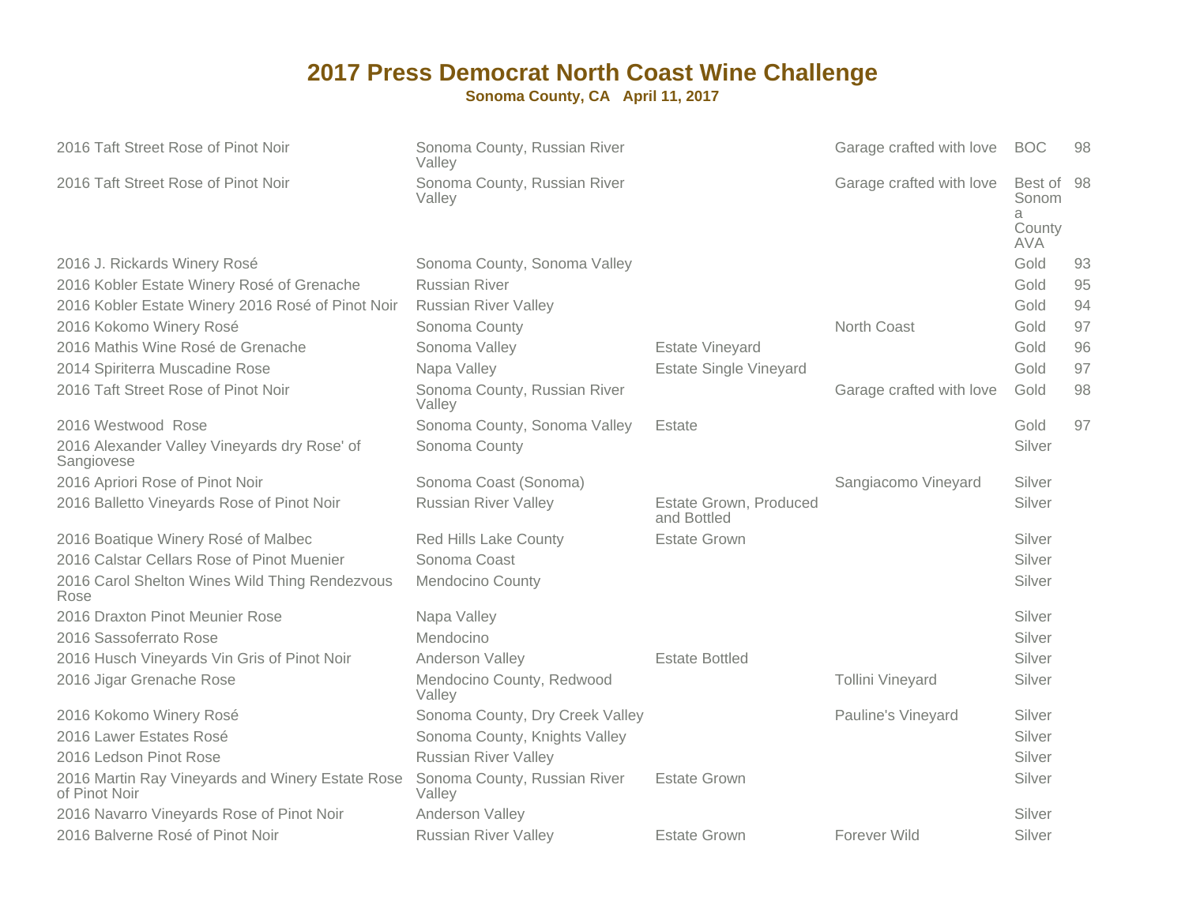# 2017 Press Democrat North Coast Wine Challenge

**Sonoma County, CA April 11, 2017**

| | | | | | |
|---|---|---|---|---|---|
| 2016 Taft Street Rose of Pinot Noir | Sonoma County, Russian River Valley | | Garage crafted with love | BOC | 98 |
| 2016 Taft Street Rose of Pinot Noir | Sonoma County, Russian River Valley | | Garage crafted with love | Best of Sonoma County AVA | 98 |
| 2016 J. Rickards Winery Rosé | Sonoma County, Sonoma Valley | | | Gold | 93 |
| 2016 Kobler Estate Winery Rosé of Grenache | Russian River | | | Gold | 95 |
| 2016 Kobler Estate Winery 2016 Rosé of Pinot Noir | Russian River Valley | | | Gold | 94 |
| 2016 Kokomo Winery Rosé | Sonoma County | | North Coast | Gold | 97 |
| 2016 Mathis Wine Rosé de Grenache | Sonoma Valley | Estate Vineyard | | Gold | 96 |
| 2014 Spiriterra Muscadine Rose | Napa Valley | Estate Single Vineyard | | Gold | 97 |
| 2016 Taft Street Rose of Pinot Noir | Sonoma County, Russian River Valley | | Garage crafted with love | Gold | 98 |
| 2016 Westwood Rose | Sonoma County, Sonoma Valley | Estate | | Gold | 97 |
| 2016 Alexander Valley Vineyards dry Rose' of Sangiovese | Sonoma County | | | Silver | |
| 2016 Apriori Rose of Pinot Noir | Sonoma Coast (Sonoma) | | Sangiacomo Vineyard | Silver | |
| 2016 Balletto Vineyards Rose of Pinot Noir | Russian River Valley | Estate Grown, Produced and Bottled | | Silver | |
| 2016 Boatique Winery Rosé of Malbec | Red Hills Lake County | Estate Grown | | Silver | |
| 2016 Calstar Cellars Rose of Pinot Muenier | Sonoma Coast | | | Silver | |
| 2016 Carol Shelton Wines Wild Thing Rendezvous Rose | Mendocino County | | | Silver | |
| 2016 Draxton Pinot Meunier Rose | Napa Valley | | | Silver | |
| 2016 Sassoferrato Rose | Mendocino | | | Silver | |
| 2016 Husch Vineyards Vin Gris of Pinot Noir | Anderson Valley | Estate Bottled | | Silver | |
| 2016 Jigar Grenache Rose | Mendocino County, Redwood Valley | | Tollini Vineyard | Silver | |
| 2016 Kokomo Winery Rosé | Sonoma County, Dry Creek Valley | | Pauline's Vineyard | Silver | |
| 2016 Lawer Estates Rosé | Sonoma County, Knights Valley | | | Silver | |
| 2016 Ledson Pinot Rose | Russian River Valley | | | Silver | |
| 2016 Martin Ray Vineyards and Winery Estate Rose of Pinot Noir | Sonoma County, Russian River Valley | Estate Grown | | Silver | |
| 2016 Navarro Vineyards Rose of Pinot Noir | Anderson Valley | | | Silver | |
| 2016 Balverne Rosé of Pinot Noir | Russian River Valley | Estate Grown | Forever Wild | Silver | |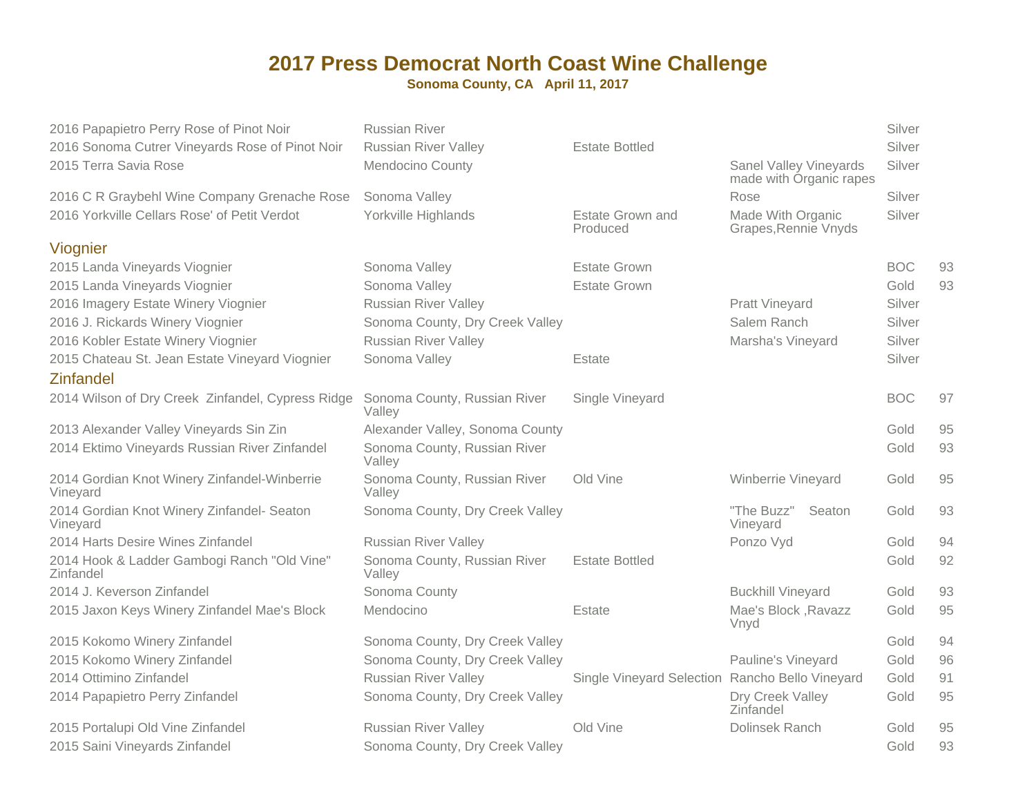# 2017 Press Democrat North Coast Wine Challenge

**Sonoma County, CA April 11, 2017**

| Wine | Appellation | Designation | Vineyard / Notes | Award | Score |
|---|---|---|---|---|---|
| 2016 Papapietro Perry Rose of Pinot Noir | Russian River | | | Silver | |
| 2016 Sonoma Cutrer Vineyards Rose of Pinot Noir | Russian River Valley | Estate Bottled | | Silver | |
| 2015 Terra Savia Rose | Mendocino County | | Sanel Valley Vineyards made with Organic rapes | Silver | |
| 2016 C R Graybehl Wine Company Grenache Rose | Sonoma Valley | | Rose | Silver | |
| 2016 Yorkville Cellars Rose' of Petit Verdot | Yorkville Highlands | Estate Grown and Produced | Made With Organic Grapes,Rennie Vnyds | Silver | |

## Viognier

| Wine | Appellation | Designation | Vineyard / Notes | Award | Score |
|---|---|---|---|---|---|
| 2015 Landa Vineyards Viognier | Sonoma Valley | Estate Grown | | BOC | 93 |
| 2015 Landa Vineyards Viognier | Sonoma Valley | Estate Grown | | Gold | 93 |
| 2016 Imagery Estate Winery Viognier | Russian River Valley | | Pratt Vineyard | Silver | |
| 2016 J. Rickards Winery Viognier | Sonoma County, Dry Creek Valley | | Salem Ranch | Silver | |
| 2016 Kobler Estate Winery Viognier | Russian River Valley | | Marsha's Vineyard | Silver | |
| 2015 Chateau St. Jean Estate Vineyard Viognier | Sonoma Valley | Estate | | Silver | |

## Zinfandel

| Wine | Appellation | Designation | Vineyard / Notes | Award | Score |
|---|---|---|---|---|---|
| 2014 Wilson of Dry Creek Zinfandel, Cypress Ridge | Sonoma County, Russian River Valley | Single Vineyard | | BOC | 97 |
| 2013 Alexander Valley Vineyards Sin Zin | Alexander Valley, Sonoma County | | | Gold | 95 |
| 2014 Ektimo Vineyards Russian River Zinfandel | Sonoma County, Russian River Valley | | | Gold | 93 |
| 2014 Gordian Knot Winery Zinfandel-Winberrie Vineyard | Sonoma County, Russian River Valley | Old Vine | Winberrie Vineyard | Gold | 95 |
| 2014 Gordian Knot Winery Zinfandel- Seaton Vineyard | Sonoma County, Dry Creek Valley | | "The Buzz" Seaton Vineyard | Gold | 93 |
| 2014 Harts Desire Wines Zinfandel | Russian River Valley | | Ponzo Vyd | Gold | 94 |
| 2014 Hook & Ladder Gambogi Ranch "Old Vine" Zinfandel | Sonoma County, Russian River Valley | Estate Bottled | | Gold | 92 |
| 2014 J. Keverson Zinfandel | Sonoma County | | Buckhill Vineyard | Gold | 93 |
| 2015 Jaxon Keys Winery Zinfandel Mae's Block | Mendocino | Estate | Mae's Block ,Ravazz Vnyd | Gold | 95 |
| 2015 Kokomo Winery Zinfandel | Sonoma County, Dry Creek Valley | | | Gold | 94 |
| 2015 Kokomo Winery Zinfandel | Sonoma County, Dry Creek Valley | | Pauline's Vineyard | Gold | 96 |
| 2014 Ottimino Zinfandel | Russian River Valley | Single Vineyard Selection | Rancho Bello Vineyard | Gold | 91 |
| 2014 Papapietro Perry Zinfandel | Sonoma County, Dry Creek Valley | | Dry Creek Valley Zinfandel | Gold | 95 |
| 2015 Portalupi Old Vine Zinfandel | Russian River Valley | Old Vine | Dolinsek Ranch | Gold | 95 |
| 2015 Saini Vineyards Zinfandel | Sonoma County, Dry Creek Valley | | | Gold | 93 |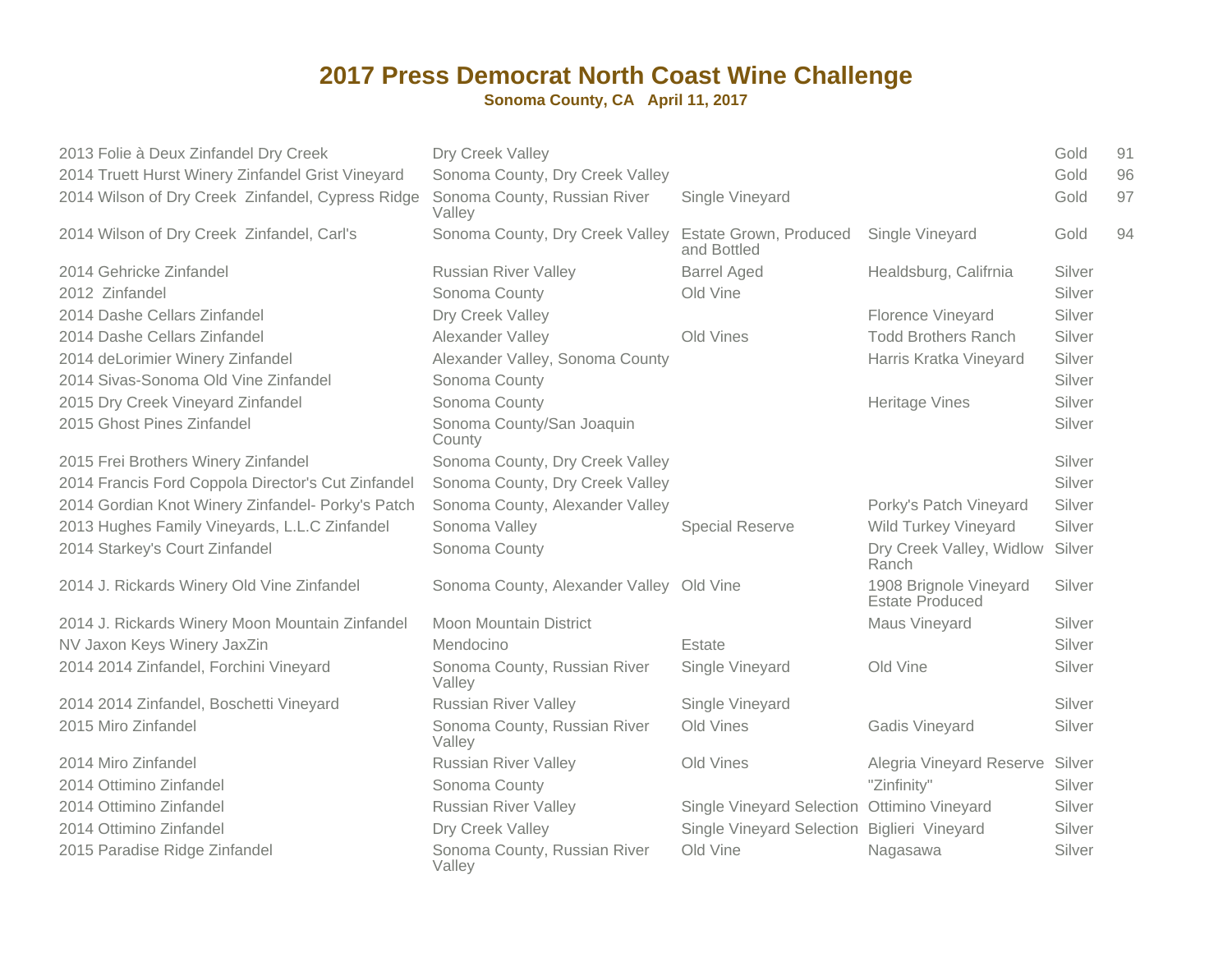# 2017 Press Democrat North Coast Wine Challenge

**Sonoma County, CA   April 11, 2017**

| | | | | | |
|---|---|---|---|---|---|
| 2013 Folie à Deux Zinfandel Dry Creek | Dry Creek Valley | | | Gold | 91 |
| 2014 Truett Hurst Winery Zinfandel Grist Vineyard | Sonoma County, Dry Creek Valley | | | Gold | 96 |
| 2014 Wilson of Dry Creek  Zinfandel, Cypress Ridge | Sonoma County, Russian River Valley | Single Vineyard | | Gold | 97 |
| 2014 Wilson of Dry Creek  Zinfandel, Carl's | Sonoma County, Dry Creek Valley | Estate Grown, Produced and Bottled | Single Vineyard | Gold | 94 |
| 2014 Gehricke Zinfandel | Russian River Valley | Barrel Aged | Healdsburg, Califrnia | Silver | |
| 2012  Zinfandel | Sonoma County | Old Vine | | Silver | |
| 2014 Dashe Cellars Zinfandel | Dry Creek Valley | | Florence Vineyard | Silver | |
| 2014 Dashe Cellars Zinfandel | Alexander Valley | Old Vines | Todd Brothers Ranch | Silver | |
| 2014 deLorimier Winery Zinfandel | Alexander Valley, Sonoma County | | Harris Kratka Vineyard | Silver | |
| 2014 Sivas-Sonoma Old Vine Zinfandel | Sonoma County | | | Silver | |
| 2015 Dry Creek Vineyard Zinfandel | Sonoma County | | Heritage Vines | Silver | |
| 2015 Ghost Pines Zinfandel | Sonoma County/San Joaquin County | | | Silver | |
| 2015 Frei Brothers Winery Zinfandel | Sonoma County, Dry Creek Valley | | | Silver | |
| 2014 Francis Ford Coppola Director's Cut Zinfandel | Sonoma County, Dry Creek Valley | | | Silver | |
| 2014 Gordian Knot Winery Zinfandel- Porky's Patch | Sonoma County, Alexander Valley | | Porky's Patch Vineyard | Silver | |
| 2013 Hughes Family Vineyards, L.L.C Zinfandel | Sonoma Valley | Special Reserve | Wild Turkey Vineyard | Silver | |
| 2014 Starkey's Court Zinfandel | Sonoma County | | Dry Creek Valley, Widlow Ranch | Silver | |
| 2014 J. Rickards Winery Old Vine Zinfandel | Sonoma County, Alexander Valley | Old Vine | 1908 Brignole Vineyard Estate Produced | Silver | |
| 2014 J. Rickards Winery Moon Mountain Zinfandel | Moon Mountain District | | Maus Vineyard | Silver | |
| NV Jaxon Keys Winery JaxZin | Mendocino | Estate | | Silver | |
| 2014 2014 Zinfandel, Forchini Vineyard | Sonoma County, Russian River Valley | Single Vineyard | Old Vine | Silver | |
| 2014 2014 Zinfandel, Boschetti Vineyard | Russian River Valley | Single Vineyard | | Silver | |
| 2015 Miro Zinfandel | Sonoma County, Russian River Valley | Old Vines | Gadis Vineyard | Silver | |
| 2014 Miro Zinfandel | Russian River Valley | Old Vines | Alegria Vineyard Reserve | Silver | |
| 2014 Ottimino Zinfandel | Sonoma County | | "Zinfinity" | Silver | |
| 2014 Ottimino Zinfandel | Russian River Valley | Single Vineyard Selection | Ottimino Vineyard | Silver | |
| 2014 Ottimino Zinfandel | Dry Creek Valley | Single Vineyard Selection | Biglieri  Vineyard | Silver | |
| 2015 Paradise Ridge Zinfandel | Sonoma County, Russian River Valley | Old Vine | Nagasawa | Silver | |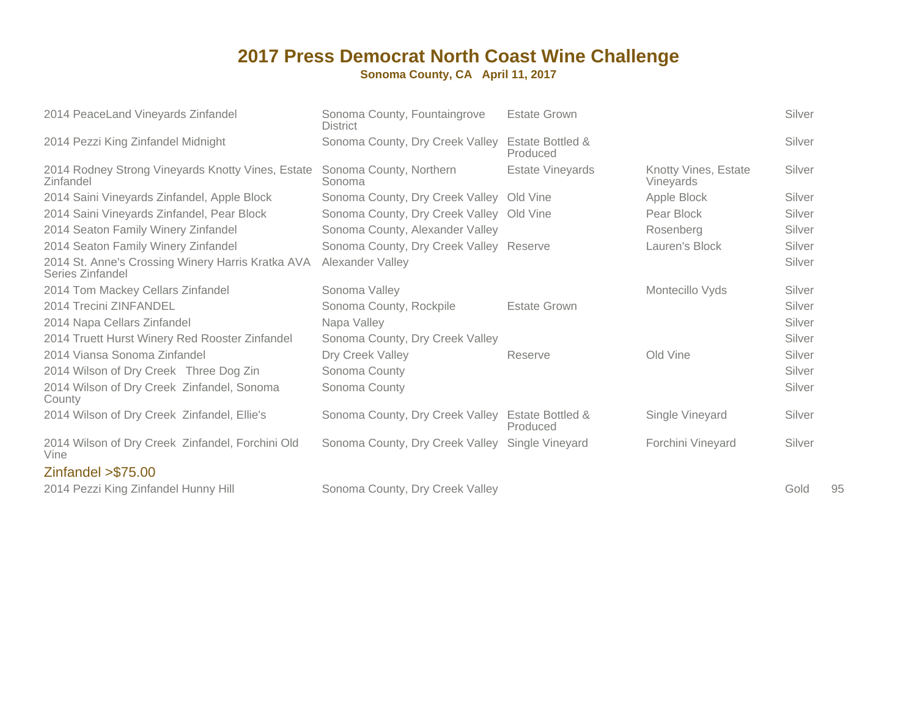# 2017 Press Democrat North Coast Wine Challenge

**Sonoma County, CA April 11, 2017**

| | | | | | |
|---|---|---|---|---|---|
| 2014 PeaceLand Vineyards Zinfandel | Sonoma County, Fountaingrove District | Estate Grown | | Silver | |
| 2014 Pezzi King Zinfandel Midnight | Sonoma County, Dry Creek Valley | Estate Bottled & Produced | | Silver | |
| 2014 Rodney Strong Vineyards Knotty Vines, Estate Zinfandel | Sonoma County, Northern Sonoma | Estate Vineyards | Knotty Vines, Estate Vineyards | Silver | |
| 2014 Saini Vineyards Zinfandel, Apple Block | Sonoma County, Dry Creek Valley | Old Vine | Apple Block | Silver | |
| 2014 Saini Vineyards Zinfandel, Pear Block | Sonoma County, Dry Creek Valley | Old Vine | Pear Block | Silver | |
| 2014 Seaton Family Winery Zinfandel | Sonoma County, Alexander Valley | | Rosenberg | Silver | |
| 2014 Seaton Family Winery Zinfandel | Sonoma County, Dry Creek Valley | Reserve | Lauren's Block | Silver | |
| 2014 St. Anne's Crossing Winery Harris Kratka AVA Series Zinfandel | Alexander Valley | | | Silver | |
| 2014 Tom Mackey Cellars Zinfandel | Sonoma Valley | | Montecillo Vyds | Silver | |
| 2014 Trecini ZINFANDEL | Sonoma County, Rockpile | Estate Grown | | Silver | |
| 2014 Napa Cellars Zinfandel | Napa Valley | | | Silver | |
| 2014 Truett Hurst Winery Red Rooster Zinfandel | Sonoma County, Dry Creek Valley | | | Silver | |
| 2014 Viansa Sonoma Zinfandel | Dry Creek Valley | Reserve | Old Vine | Silver | |
| 2014 Wilson of Dry Creek Three Dog Zin | Sonoma County | | | Silver | |
| 2014 Wilson of Dry Creek Zinfandel, Sonoma County | Sonoma County | | | Silver | |
| 2014 Wilson of Dry Creek Zinfandel, Ellie's | Sonoma County, Dry Creek Valley | Estate Bottled & Produced | Single Vineyard | Silver | |
| 2014 Wilson of Dry Creek Zinfandel, Forchini Old Vine | Sonoma County, Dry Creek Valley | Single Vineyard | Forchini Vineyard | Silver | |
| **Zinfandel >$75.00** | | | | | |
| 2014 Pezzi King Zinfandel Hunny Hill | Sonoma County, Dry Creek Valley | | | Gold | 95 |